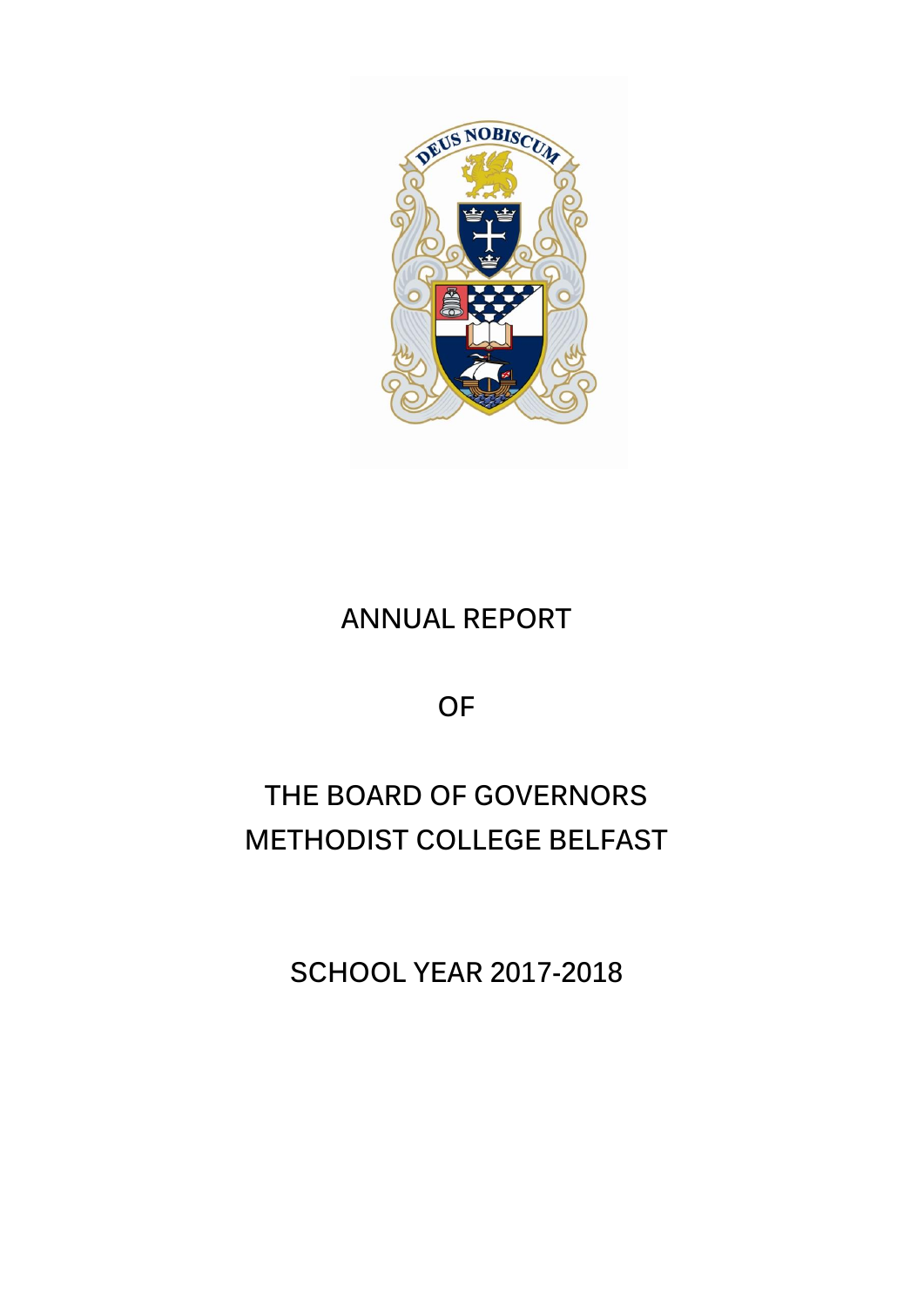# ANNUAL REPORT

# OF

# THE BOARD OF GOVERNORS
# METHODIST COLLEGE BELFAST

## SCHOOL YEAR 2017-2018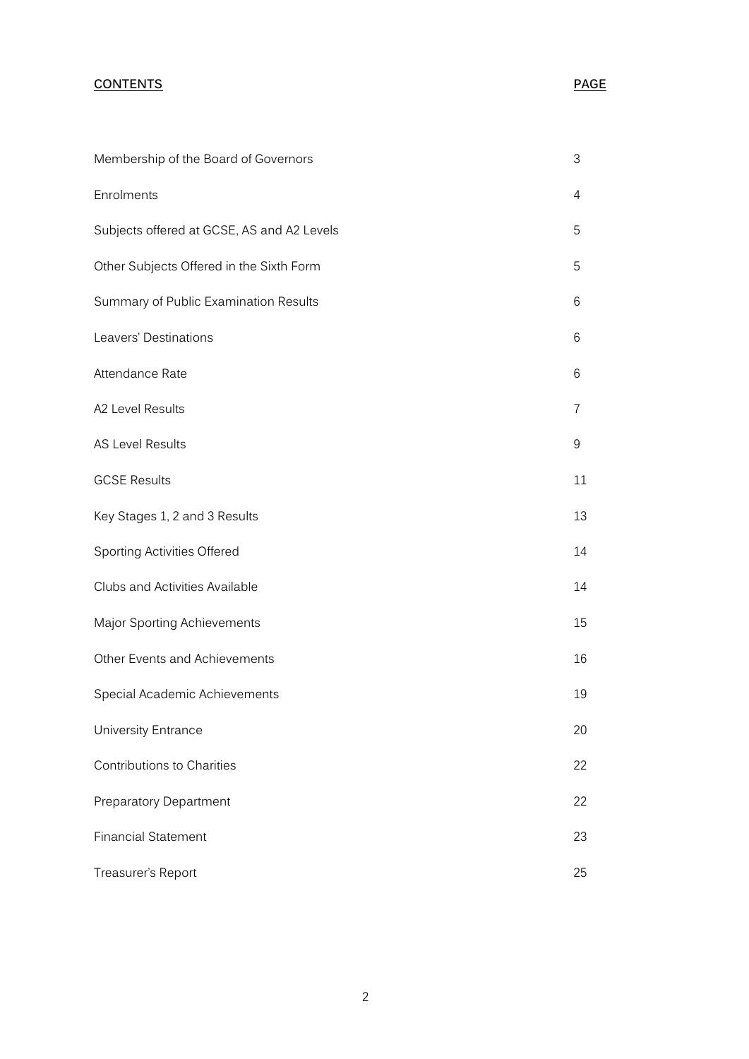| CONTENTS | PAGE |
| --- | --- |
| Membership of the Board of Governors | 3 |
| Enrolments | 4 |
| Subjects offered at GCSE, AS and A2 Levels | 5 |
| Other Subjects Offered in the Sixth Form | 5 |
| Summary of Public Examination Results | 6 |
| Leavers' Destinations | 6 |
| Attendance Rate | 6 |
| A2 Level Results | 7 |
| AS Level Results | 9 |
| GCSE Results | 11 |
| Key Stages 1, 2 and 3 Results | 13 |
| Sporting Activities Offered | 14 |
| Clubs and Activities Available | 14 |
| Major Sporting Achievements | 15 |
| Other Events and Achievements | 16 |
| Special Academic Achievements | 19 |
| University Entrance | 20 |
| Contributions to Charities | 22 |
| Preparatory Department | 22 |
| Financial Statement | 23 |
| Treasurer's Report | 25 |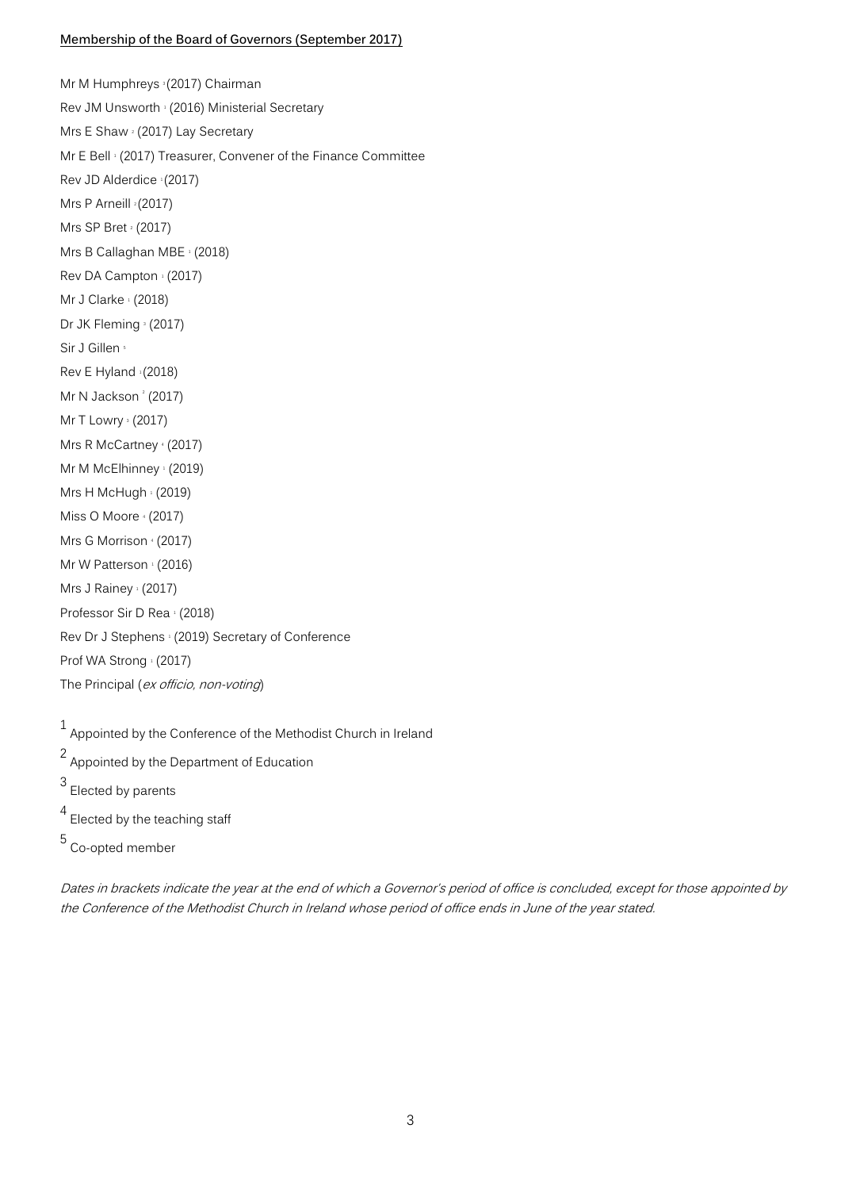**Membership of the Board of Governors (September 2017)**

Mr M Humphreys [3] (2017) Chairman

Rev JM Unsworth [1] (2016) Ministerial Secretary

Mrs E Shaw [2] (2017) Lay Secretary

Mr E Bell [1] (2017) Treasurer, Convener of the Finance Committee

Rev JD Alderdice [1] (2017)

Mrs P Arneill [2] (2017)

Mrs SP Bret [2] (2017)

Mrs B Callaghan MBE [1] (2018)

Rev DA Campton [1] (2017)

Mr J Clarke [1] (2018)

Dr JK Fleming [3] (2017)

Sir J Gillen [5]

Rev E Hyland [1] (2018)

Mr N Jackson [2] (2017)

Mr T Lowry [2] (2017)

Mrs R McCartney [4] (2017)

Mr M McElhinney [1] (2019)

Mrs H McHugh [1] (2019)

Miss O Moore [4] (2017)

Mrs G Morrison [4] (2017)

Mr W Patterson [1] (2016)

Mrs J Rainey [1] (2017)

Professor Sir D Rea [1] (2018)

Rev Dr J Stephens [1] (2019) Secretary of Conference

Prof WA Strong [1] (2017)

The Principal (*ex officio, non-voting*)

[1] Appointed by the Conference of the Methodist Church in Ireland

[2] Appointed by the Department of Education

[3] Elected by parents

[4] Elected by the teaching staff

[5] Co-opted member

*Dates in brackets indicate the year at the end of which a Governor's period of office is concluded, except for those appointed by the Conference of the Methodist Church in Ireland whose period of office ends in June of the year stated.*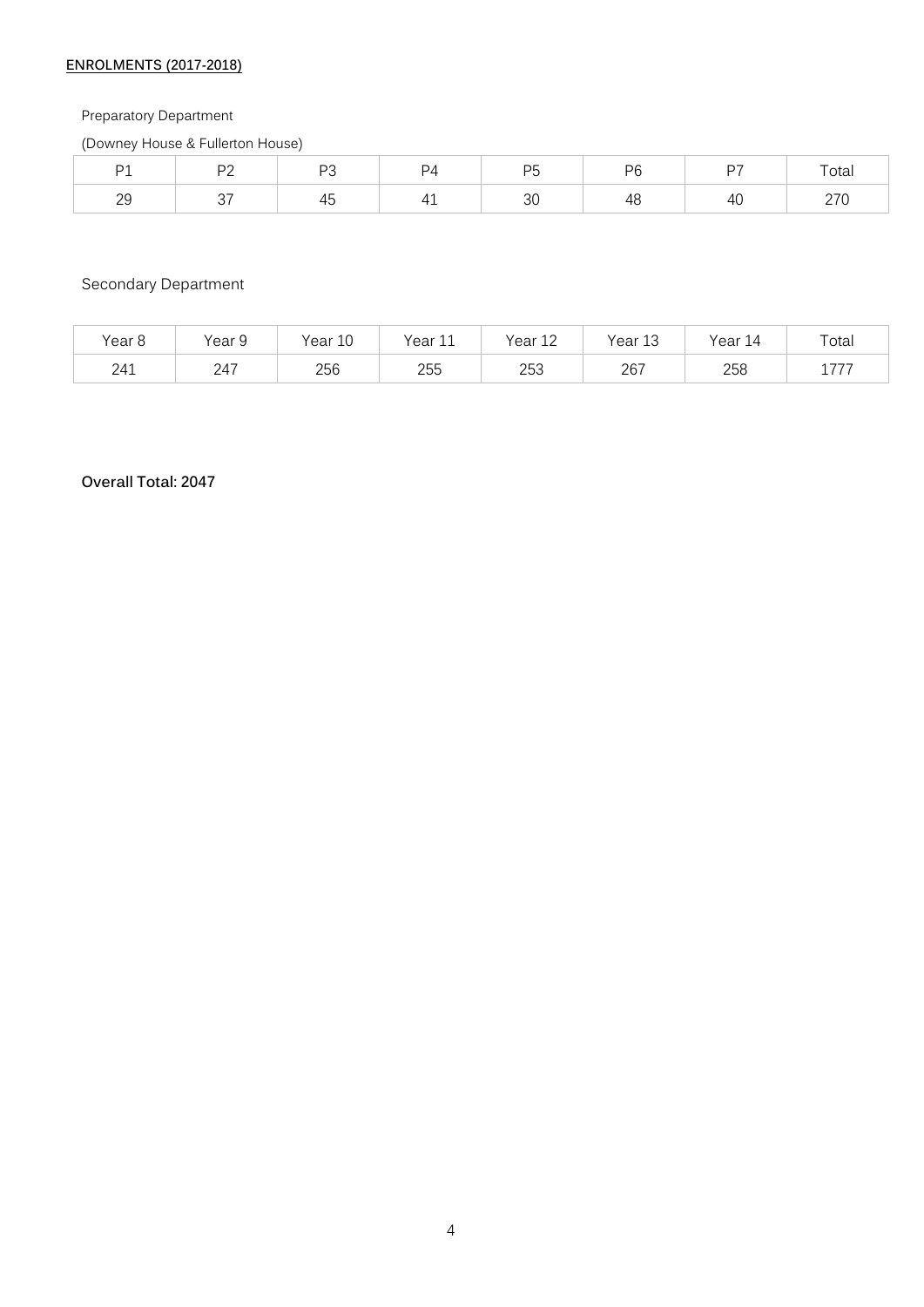**ENROLMENTS (2017-2018)**

Preparatory Department

(Downey House & Fullerton House)

| P1 | P2 | P3 | P4 | P5 | P6 | P7 | Total |
|---|---|---|---|---|---|---|---|
| 29 | 37 | 45 | 41 | 30 | 48 | 40 | 270 |

Secondary Department

| Year 8 | Year 9 | Year 10 | Year 11 | Year 12 | Year 13 | Year 14 | Total |
|---|---|---|---|---|---|---|---|
| 241 | 247 | 256 | 255 | 253 | 267 | 258 | 1777 |

**Overall Total: 2047**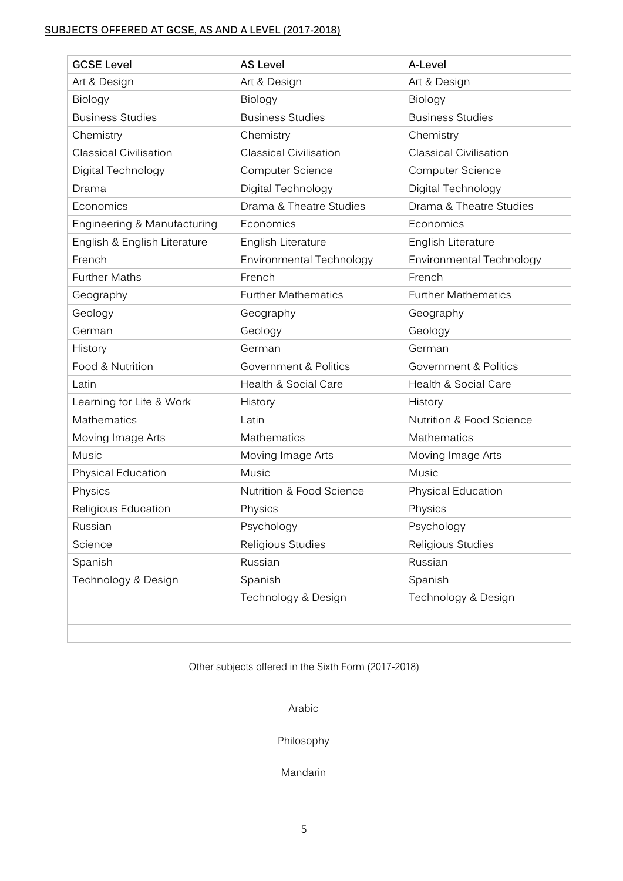**SUBJECTS OFFERED AT GCSE, AS AND A LEVEL (2017-2018)**

| GCSE Level | AS Level | A-Level |
| --- | --- | --- |
| Art & Design | Art & Design | Art & Design |
| Biology | Biology | Biology |
| Business Studies | Business Studies | Business Studies |
| Chemistry | Chemistry | Chemistry |
| Classical Civilisation | Classical Civilisation | Classical Civilisation |
| Digital Technology | Computer Science | Computer Science |
| Drama | Digital Technology | Digital Technology |
| Economics | Drama & Theatre Studies | Drama & Theatre Studies |
| Engineering & Manufacturing | Economics | Economics |
| English & English Literature | English Literature | English Literature |
| French | Environmental Technology | Environmental Technology |
| Further Maths | French | French |
| Geography | Further Mathematics | Further Mathematics |
| Geology | Geography | Geography |
| German | Geology | Geology |
| History | German | German |
| Food & Nutrition | Government & Politics | Government & Politics |
| Latin | Health & Social Care | Health & Social Care |
| Learning for Life & Work | History | History |
| Mathematics | Latin | Nutrition & Food Science |
| Moving Image Arts | Mathematics | Mathematics |
| Music | Moving Image Arts | Moving Image Arts |
| Physical Education | Music | Music |
| Physics | Nutrition & Food Science | Physical Education |
| Religious Education | Physics | Physics |
| Russian | Psychology | Psychology |
| Science | Religious Studies | Religious Studies |
| Spanish | Russian | Russian |
| Technology & Design | Spanish | Spanish |
| | Technology & Design | Technology & Design |
| | | |
| | | |

Other subjects offered in the Sixth Form (2017-2018)

Arabic

Philosophy

Mandarin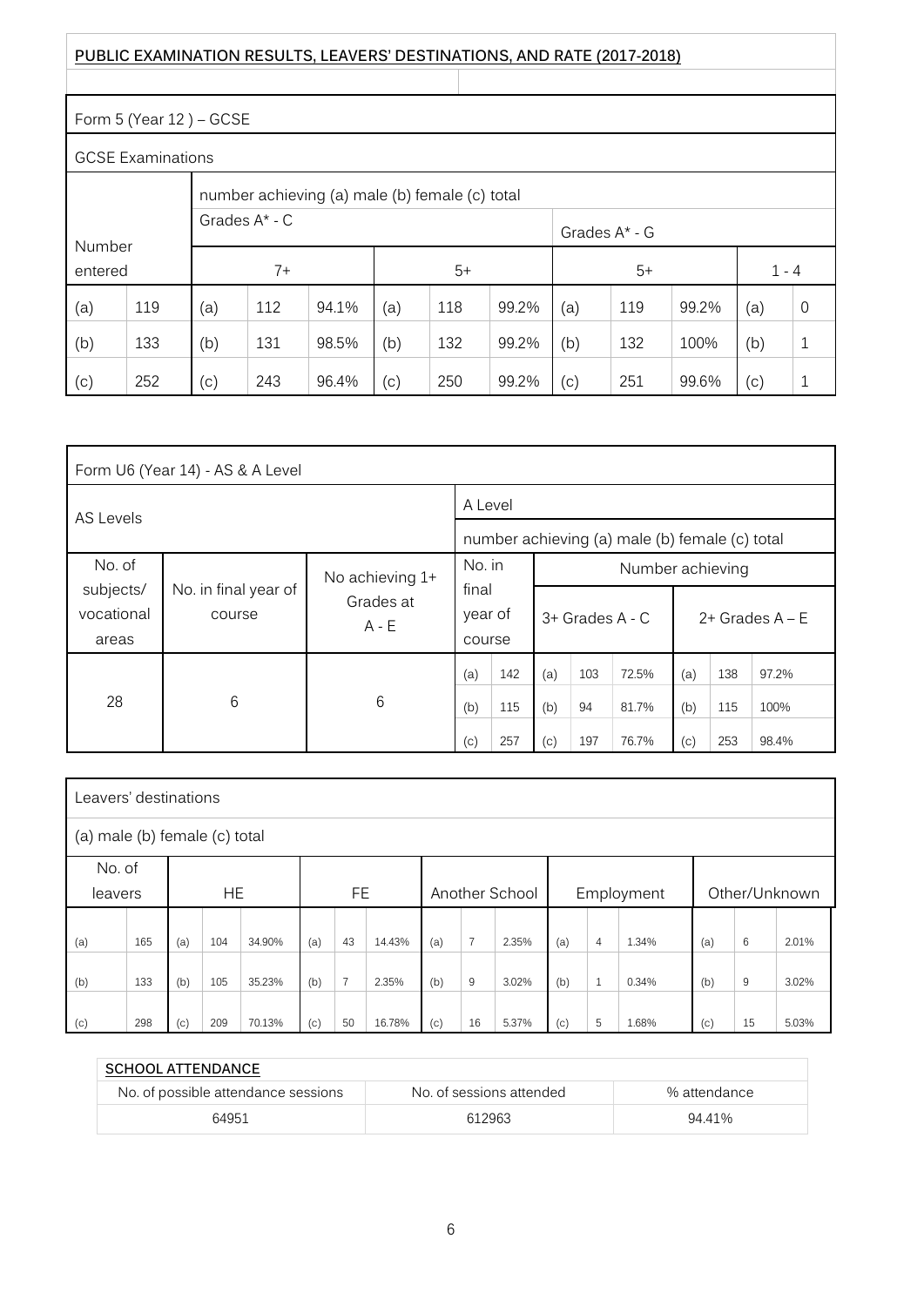## PUBLIC EXAMINATION RESULTS, LEAVERS' DESTINATIONS, AND RATE (2017-2018)

### Form 5 (Year 12 ) – GCSE

GCSE Examinations

| Number entered | | number achieving (a) male (b) female (c) total | | | | | | | | | | |
|---|---|---|---|---|---|---|---|---|---|---|---|---|
| | | Grades A* - C | | | | | | Grades A* - G | | | | |
| | | 7+ | | | 5+ | | | 5+ | | | 1 - 4 | |
| (a) | 119 | (a) | 112 | 94.1% | (a) | 118 | 99.2% | (a) | 119 | 99.2% | (a) | 0 |
| (b) | 133 | (b) | 131 | 98.5% | (b) | 132 | 99.2% | (b) | 132 | 100% | (b) | 1 |
| (c) | 252 | (c) | 243 | 96.4% | (c) | 250 | 99.2% | (c) | 251 | 99.6% | (c) | 1 |

### Form U6 (Year 14) - AS & A Level

| AS Levels | | | A Level | | | | | | | |
|---|---|---|---|---|---|---|---|---|---|---|
| | | | number achieving (a) male (b) female (c) total | | | | | | | |
| No. of subjects/ vocational areas | No. in final year of course | No achieving 1+ Grades at A - E | No. in final year of course | | Number achieving | | | | | |
| | | | | | 3+ Grades A - C | | | 2+ Grades A – E | | |
| 28 | 6 | 6 | (a) | 142 | (a) | 103 | 72.5% | (a) | 138 | 97.2% |
| | | | (b) | 115 | (b) | 94 | 81.7% | (b) | 115 | 100% |
| | | | (c) | 257 | (c) | 197 | 76.7% | (c) | 253 | 98.4% |

### Leavers' destinations

(a) male (b) female (c) total

| No. of leavers | | HE | | | FE | | | Another School | | | Employment | | | Other/Unknown | | |
|---|---|---|---|---|---|---|---|---|---|---|---|---|---|---|---|---|
| (a) | 165 | (a) | 104 | 34.90% | (a) | 43 | 14.43% | (a) | 7 | 2.35% | (a) | 4 | 1.34% | (a) | 6 | 2.01% |
| (b) | 133 | (b) | 105 | 35.23% | (b) | 7 | 2.35% | (b) | 9 | 3.02% | (b) | 1 | 0.34% | (b) | 9 | 3.02% |
| (c) | 298 | (c) | 209 | 70.13% | (c) | 50 | 16.78% | (c) | 16 | 5.37% | (c) | 5 | 1.68% | (c) | 15 | 5.03% |

### SCHOOL ATTENDANCE

| No. of possible attendance sessions | No. of sessions attended | % attendance |
|---|---|---|
| 64951 | 612963 | 94.41% |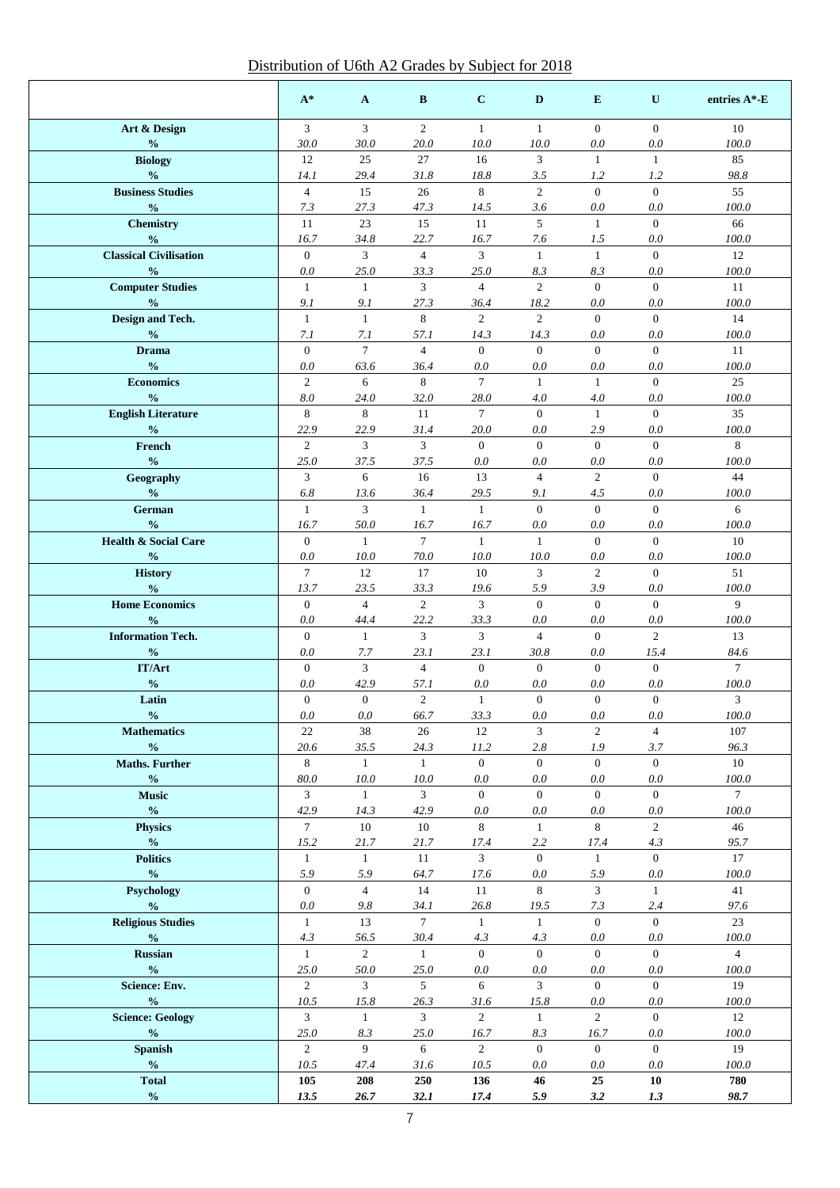Distribution of U6th A2 Grades by Subject for 2018

| | A* | A | B | C | D | E | U | entries A*-E |
|---|---|---|---|---|---|---|---|---|
| **Art & Design** | 3 | 3 | 2 | 1 | 1 | 0 | 0 | 10 |
| **%** | *30.0* | *30.0* | *20.0* | *10.0* | *10.0* | *0.0* | *0.0* | *100.0* |
| **Biology** | 12 | 25 | 27 | 16 | 3 | 1 | 1 | 85 |
| **%** | *14.1* | *29.4* | *31.8* | *18.8* | *3.5* | *1.2* | *1.2* | *98.8* |
| **Business Studies** | 4 | 15 | 26 | 8 | 2 | 0 | 0 | 55 |
| **%** | *7.3* | *27.3* | *47.3* | *14.5* | *3.6* | *0.0* | *0.0* | *100.0* |
| **Chemistry** | 11 | 23 | 15 | 11 | 5 | 1 | 0 | 66 |
| **%** | *16.7* | *34.8* | *22.7* | *16.7* | *7.6* | *1.5* | *0.0* | *100.0* |
| **Classical Civilisation** | 0 | 3 | 4 | 3 | 1 | 1 | 0 | 12 |
| **%** | *0.0* | *25.0* | *33.3* | *25.0* | *8.3* | *8.3* | *0.0* | *100.0* |
| **Computer Studies** | 1 | 1 | 3 | 4 | 2 | 0 | 0 | 11 |
| **%** | *9.1* | *9.1* | *27.3* | *36.4* | *18.2* | *0.0* | *0.0* | *100.0* |
| **Design and Tech.** | 1 | 1 | 8 | 2 | 2 | 0 | 0 | 14 |
| **%** | *7.1* | *7.1* | *57.1* | *14.3* | *14.3* | *0.0* | *0.0* | *100.0* |
| **Drama** | 0 | 7 | 4 | 0 | 0 | 0 | 0 | 11 |
| **%** | *0.0* | *63.6* | *36.4* | *0.0* | *0.0* | *0.0* | *0.0* | *100.0* |
| **Economics** | 2 | 6 | 8 | 7 | 1 | 1 | 0 | 25 |
| **%** | *8.0* | *24.0* | *32.0* | *28.0* | *4.0* | *4.0* | *0.0* | *100.0* |
| **English Literature** | 8 | 8 | 11 | 7 | 0 | 1 | 0 | 35 |
| **%** | *22.9* | *22.9* | *31.4* | *20.0* | *0.0* | *2.9* | *0.0* | *100.0* |
| **French** | 2 | 3 | 3 | 0 | 0 | 0 | 0 | 8 |
| **%** | *25.0* | *37.5* | *37.5* | *0.0* | *0.0* | *0.0* | *0.0* | *100.0* |
| **Geography** | 3 | 6 | 16 | 13 | 4 | 2 | 0 | 44 |
| **%** | *6.8* | *13.6* | *36.4* | *29.5* | *9.1* | *4.5* | *0.0* | *100.0* |
| **German** | 1 | 3 | 1 | 1 | 0 | 0 | 0 | 6 |
| **%** | *16.7* | *50.0* | *16.7* | *16.7* | *0.0* | *0.0* | *0.0* | *100.0* |
| **Health & Social Care** | 0 | 1 | 7 | 1 | 1 | 0 | 0 | 10 |
| **%** | *0.0* | *10.0* | *70.0* | *10.0* | *10.0* | *0.0* | *0.0* | *100.0* |
| **History** | 7 | 12 | 17 | 10 | 3 | 2 | 0 | 51 |
| **%** | *13.7* | *23.5* | *33.3* | *19.6* | *5.9* | *3.9* | *0.0* | *100.0* |
| **Home Economics** | 0 | 4 | 2 | 3 | 0 | 0 | 0 | 9 |
| **%** | *0.0* | *44.4* | *22.2* | *33.3* | *0.0* | *0.0* | *0.0* | *100.0* |
| **Information Tech.** | 0 | 1 | 3 | 3 | 4 | 0 | 2 | 13 |
| **%** | *0.0* | *7.7* | *23.1* | *23.1* | *30.8* | *0.0* | *15.4* | *84.6* |
| **IT/Art** | 0 | 3 | 4 | 0 | 0 | 0 | 0 | 7 |
| **%** | *0.0* | *42.9* | *57.1* | *0.0* | *0.0* | *0.0* | *0.0* | *100.0* |
| **Latin** | 0 | 0 | 2 | 1 | 0 | 0 | 0 | 3 |
| **%** | *0.0* | *0.0* | *66.7* | *33.3* | *0.0* | *0.0* | *0.0* | *100.0* |
| **Mathematics** | 22 | 38 | 26 | 12 | 3 | 2 | 4 | 107 |
| **%** | *20.6* | *35.5* | *24.3* | *11.2* | *2.8* | *1.9* | *3.7* | *96.3* |
| **Maths. Further** | 8 | 1 | 1 | 0 | 0 | 0 | 0 | 10 |
| **%** | *80.0* | *10.0* | *10.0* | *0.0* | *0.0* | *0.0* | *0.0* | *100.0* |
| **Music** | 3 | 1 | 3 | 0 | 0 | 0 | 0 | 7 |
| **%** | *42.9* | *14.3* | *42.9* | *0.0* | *0.0* | *0.0* | *0.0* | *100.0* |
| **Physics** | 7 | 10 | 10 | 8 | 1 | 8 | 2 | 46 |
| **%** | *15.2* | *21.7* | *21.7* | *17.4* | *2.2* | *17.4* | *4.3* | *95.7* |
| **Politics** | 1 | 1 | 11 | 3 | 0 | 1 | 0 | 17 |
| **%** | *5.9* | *5.9* | *64.7* | *17.6* | *0.0* | *5.9* | *0.0* | *100.0* |
| **Psychology** | 0 | 4 | 14 | 11 | 8 | 3 | 1 | 41 |
| **%** | *0.0* | *9.8* | *34.1* | *26.8* | *19.5* | *7.3* | *2.4* | *97.6* |
| **Religious Studies** | 1 | 13 | 7 | 1 | 1 | 0 | 0 | 23 |
| **%** | *4.3* | *56.5* | *30.4* | *4.3* | *4.3* | *0.0* | *0.0* | *100.0* |
| **Russian** | 1 | 2 | 1 | 0 | 0 | 0 | 0 | 4 |
| **%** | *25.0* | *50.0* | *25.0* | *0.0* | *0.0* | *0.0* | *0.0* | *100.0* |
| **Science: Env.** | 2 | 3 | 5 | 6 | 3 | 0 | 0 | 19 |
| **%** | *10.5* | *15.8* | *26.3* | *31.6* | *15.8* | *0.0* | *0.0* | *100.0* |
| **Science: Geology** | 3 | 1 | 3 | 2 | 1 | 2 | 0 | 12 |
| **%** | *25.0* | *8.3* | *25.0* | *16.7* | *8.3* | *16.7* | *0.0* | *100.0* |
| **Spanish** | 2 | 9 | 6 | 2 | 0 | 0 | 0 | 19 |
| **%** | *10.5* | *47.4* | *31.6* | *10.5* | *0.0* | *0.0* | *0.0* | *100.0* |
| **Total** | **105** | **208** | **250** | **136** | **46** | **25** | **10** | **780** |
| **%** | ***13.5*** | ***26.7*** | ***32.1*** | ***17.4*** | ***5.9*** | ***3.2*** | ***1.3*** | ***98.7*** |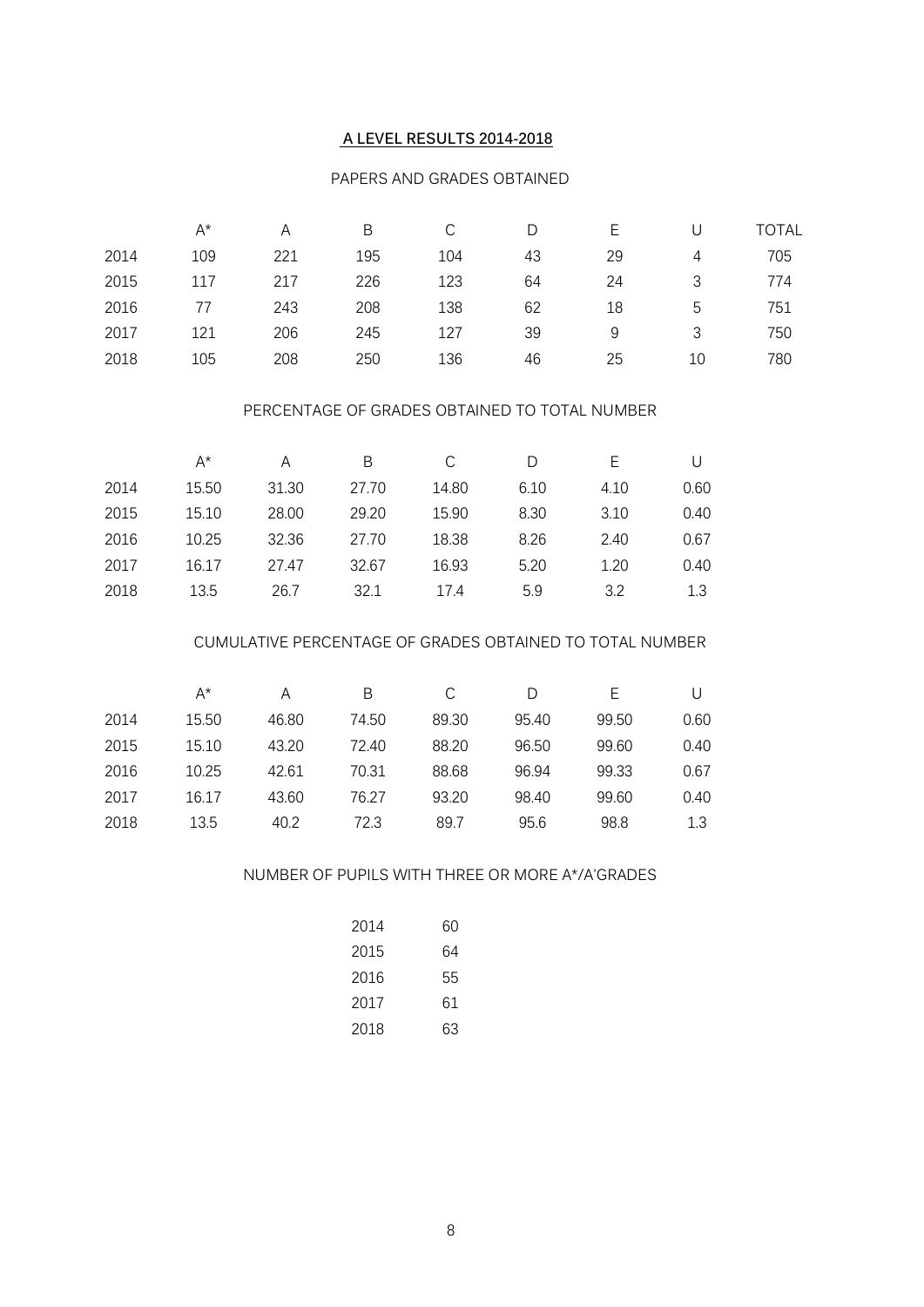## A LEVEL RESULTS 2014-2018

### PAPERS AND GRADES OBTAINED

| | A* | A | B | C | D | E | U | TOTAL |
|---|---|---|---|---|---|---|---|---|
| 2014 | 109 | 221 | 195 | 104 | 43 | 29 | 4 | 705 |
| 2015 | 117 | 217 | 226 | 123 | 64 | 24 | 3 | 774 |
| 2016 | 77 | 243 | 208 | 138 | 62 | 18 | 5 | 751 |
| 2017 | 121 | 206 | 245 | 127 | 39 | 9 | 3 | 750 |
| 2018 | 105 | 208 | 250 | 136 | 46 | 25 | 10 | 780 |

### PERCENTAGE OF GRADES OBTAINED TO TOTAL NUMBER

| | A* | A | B | C | D | E | U |
|---|---|---|---|---|---|---|---|
| 2014 | 15.50 | 31.30 | 27.70 | 14.80 | 6.10 | 4.10 | 0.60 |
| 2015 | 15.10 | 28.00 | 29.20 | 15.90 | 8.30 | 3.10 | 0.40 |
| 2016 | 10.25 | 32.36 | 27.70 | 18.38 | 8.26 | 2.40 | 0.67 |
| 2017 | 16.17 | 27.47 | 32.67 | 16.93 | 5.20 | 1.20 | 0.40 |
| 2018 | 13.5 | 26.7 | 32.1 | 17.4 | 5.9 | 3.2 | 1.3 |

### CUMULATIVE PERCENTAGE OF GRADES OBTAINED TO TOTAL NUMBER

| | A* | A | B | C | D | E | U |
|---|---|---|---|---|---|---|---|
| 2014 | 15.50 | 46.80 | 74.50 | 89.30 | 95.40 | 99.50 | 0.60 |
| 2015 | 15.10 | 43.20 | 72.40 | 88.20 | 96.50 | 99.60 | 0.40 |
| 2016 | 10.25 | 42.61 | 70.31 | 88.68 | 96.94 | 99.33 | 0.67 |
| 2017 | 16.17 | 43.60 | 76.27 | 93.20 | 98.40 | 99.60 | 0.40 |
| 2018 | 13.5 | 40.2 | 72.3 | 89.7 | 95.6 | 98.8 | 1.3 |

### NUMBER OF PUPILS WITH THREE OR MORE A*/A'GRADES

| | |
|---|---|
| 2014 | 60 |
| 2015 | 64 |
| 2016 | 55 |
| 2017 | 61 |
| 2018 | 63 |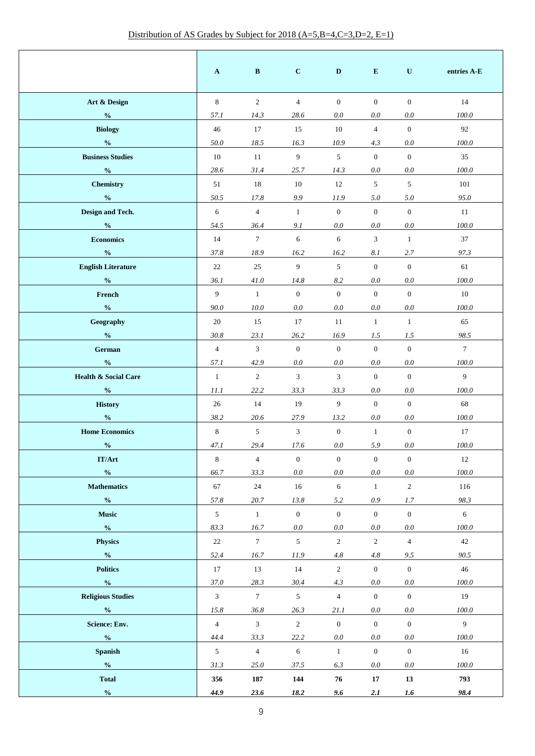Distribution of AS Grades by Subject for 2018 (A=5,B=4,C=3,D=2, E=1)

| | A | B | C | D | E | U | entries A-E |
|---|---|---|---|---|---|---|---|
| **Art & Design** | 8 | 2 | 4 | 0 | 0 | 0 | 14 |
| **%** | *57.1* | *14.3* | *28.6* | *0.0* | *0.0* | *0.0* | *100.0* |
| **Biology** | 46 | 17 | 15 | 10 | 4 | 0 | 92 |
| **%** | *50.0* | *18.5* | *16.3* | *10.9* | *4.3* | *0.0* | *100.0* |
| **Business Studies** | 10 | 11 | 9 | 5 | 0 | 0 | 35 |
| **%** | *28.6* | *31.4* | *25.7* | *14.3* | *0.0* | *0.0* | *100.0* |
| **Chemistry** | 51 | 18 | 10 | 12 | 5 | 5 | 101 |
| **%** | *50.5* | *17.8* | *9.9* | *11.9* | *5.0* | *5.0* | *95.0* |
| **Design and Tech.** | 6 | 4 | 1 | 0 | 0 | 0 | 11 |
| **%** | *54.5* | *36.4* | *9.1* | *0.0* | *0.0* | *0.0* | *100.0* |
| **Economics** | 14 | 7 | 6 | 6 | 3 | 1 | 37 |
| **%** | *37.8* | *18.9* | *16.2* | *16.2* | *8.1* | *2.7* | *97.3* |
| **English Literature** | 22 | 25 | 9 | 5 | 0 | 0 | 61 |
| **%** | *36.1* | *41.0* | *14.8* | *8.2* | *0.0* | *0.0* | *100.0* |
| **French** | 9 | 1 | 0 | 0 | 0 | 0 | 10 |
| **%** | *90.0* | *10.0* | *0.0* | *0.0* | *0.0* | *0.0* | *100.0* |
| **Geography** | 20 | 15 | 17 | 11 | 1 | 1 | 65 |
| **%** | *30.8* | *23.1* | *26.2* | *16.9* | *1.5* | *1.5* | *98.5* |
| **German** | 4 | 3 | 0 | 0 | 0 | 0 | 7 |
| **%** | *57.1* | *42.9* | *0.0* | *0.0* | *0.0* | *0.0* | *100.0* |
| **Health & Social Care** | 1 | 2 | 3 | 3 | 0 | 0 | 9 |
| **%** | *11.1* | *22.2* | *33.3* | *33.3* | *0.0* | *0.0* | *100.0* |
| **History** | 26 | 14 | 19 | 9 | 0 | 0 | 68 |
| **%** | *38.2* | *20.6* | *27.9* | *13.2* | *0.0* | *0.0* | *100.0* |
| **Home Economics** | 8 | 5 | 3 | 0 | 1 | 0 | 17 |
| **%** | *47.1* | *29.4* | *17.6* | *0.0* | *5.9* | *0.0* | *100.0* |
| **IT/Art** | 8 | 4 | 0 | 0 | 0 | 0 | 12 |
| **%** | *66.7* | *33.3* | *0.0* | *0.0* | *0.0* | *0.0* | *100.0* |
| **Mathematics** | 67 | 24 | 16 | 6 | 1 | 2 | 116 |
| **%** | *57.8* | *20.7* | *13.8* | *5.2* | *0.9* | *1.7* | *98.3* |
| **Music** | 5 | 1 | 0 | 0 | 0 | 0 | 6 |
| **%** | *83.3* | *16.7* | *0.0* | *0.0* | *0.0* | *0.0* | *100.0* |
| **Physics** | 22 | 7 | 5 | 2 | 2 | 4 | 42 |
| **%** | *52.4* | *16.7* | *11.9* | *4.8* | *4.8* | *9.5* | *90.5* |
| **Politics** | 17 | 13 | 14 | 2 | 0 | 0 | 46 |
| **%** | *37.0* | *28.3* | *30.4* | *4.3* | *0.0* | *0.0* | *100.0* |
| **Religious Studies** | 3 | 7 | 5 | 4 | 0 | 0 | 19 |
| **%** | *15.8* | *36.8* | *26.3* | *21.1* | *0.0* | *0.0* | *100.0* |
| **Science: Env.** | 4 | 3 | 2 | 0 | 0 | 0 | 9 |
| **%** | *44.4* | *33.3* | *22.2* | *0.0* | *0.0* | *0.0* | *100.0* |
| **Spanish** | 5 | 4 | 6 | 1 | 0 | 0 | 16 |
| **%** | *31.3* | *25.0* | *37.5* | *6.3* | *0.0* | *0.0* | *100.0* |
| **Total** | **356** | **187** | **144** | **76** | **17** | **13** | **793** |
| **%** | ***44.9*** | ***23.6*** | ***18.2*** | ***9.6*** | ***2.1*** | ***1.6*** | ***98.4*** |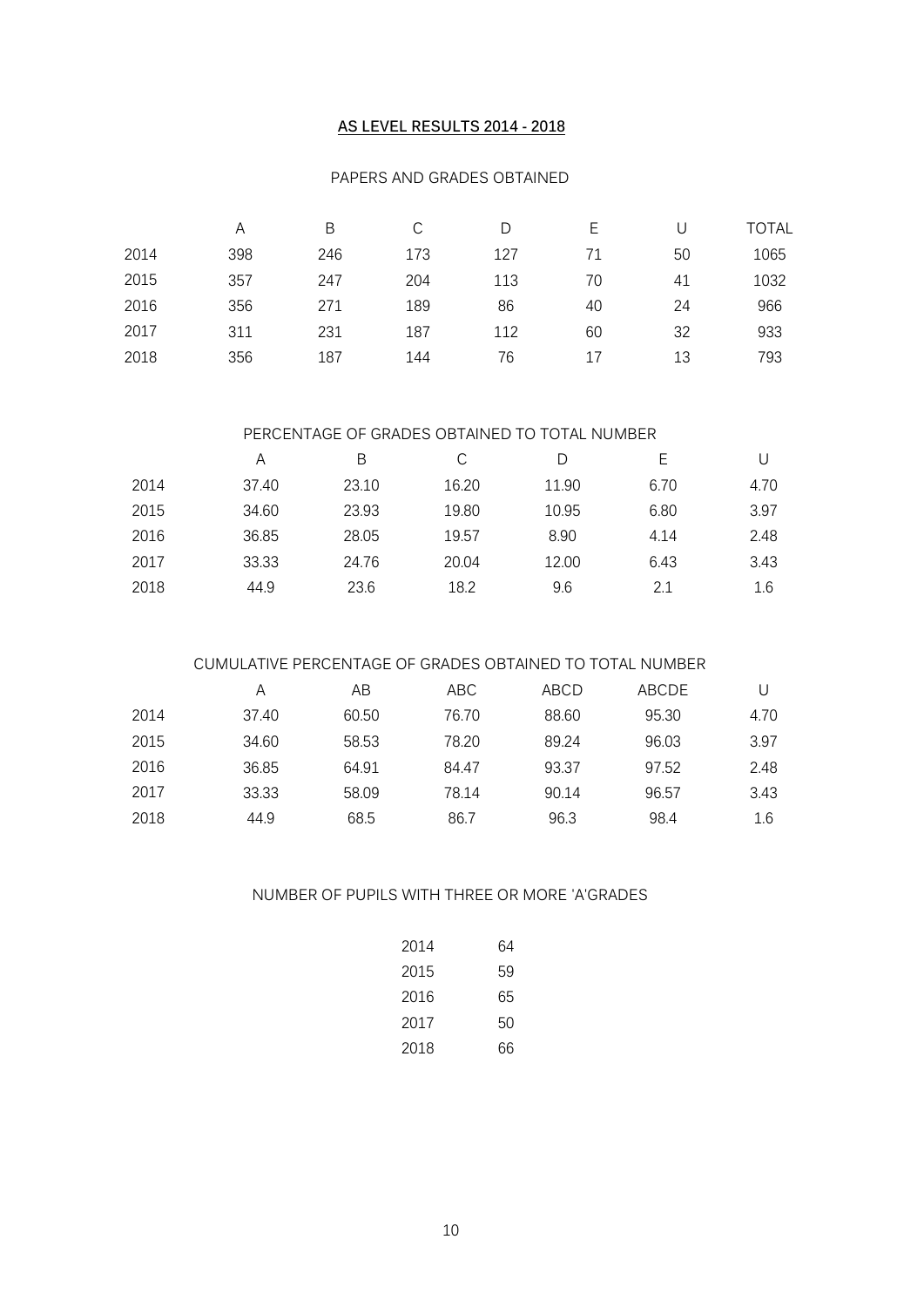## AS LEVEL RESULTS 2014 - 2018

PAPERS AND GRADES OBTAINED

| | A | B | C | D | E | U | TOTAL |
|---|---|---|---|---|---|---|---|
| 2014 | 398 | 246 | 173 | 127 | 71 | 50 | 1065 |
| 2015 | 357 | 247 | 204 | 113 | 70 | 41 | 1032 |
| 2016 | 356 | 271 | 189 | 86 | 40 | 24 | 966 |
| 2017 | 311 | 231 | 187 | 112 | 60 | 32 | 933 |
| 2018 | 356 | 187 | 144 | 76 | 17 | 13 | 793 |

PERCENTAGE OF GRADES OBTAINED TO TOTAL NUMBER

| | A | B | C | D | E | U |
|---|---|---|---|---|---|---|
| 2014 | 37.40 | 23.10 | 16.20 | 11.90 | 6.70 | 4.70 |
| 2015 | 34.60 | 23.93 | 19.80 | 10.95 | 6.80 | 3.97 |
| 2016 | 36.85 | 28.05 | 19.57 | 8.90 | 4.14 | 2.48 |
| 2017 | 33.33 | 24.76 | 20.04 | 12.00 | 6.43 | 3.43 |
| 2018 | 44.9 | 23.6 | 18.2 | 9.6 | 2.1 | 1.6 |

CUMULATIVE PERCENTAGE OF GRADES OBTAINED TO TOTAL NUMBER

| | A | AB | ABC | ABCD | ABCDE | U |
|---|---|---|---|---|---|---|
| 2014 | 37.40 | 60.50 | 76.70 | 88.60 | 95.30 | 4.70 |
| 2015 | 34.60 | 58.53 | 78.20 | 89.24 | 96.03 | 3.97 |
| 2016 | 36.85 | 64.91 | 84.47 | 93.37 | 97.52 | 2.48 |
| 2017 | 33.33 | 58.09 | 78.14 | 90.14 | 96.57 | 3.43 |
| 2018 | 44.9 | 68.5 | 86.7 | 96.3 | 98.4 | 1.6 |

NUMBER OF PUPILS WITH THREE OR MORE 'A'GRADES

| | |
|---|---|
| 2014 | 64 |
| 2015 | 59 |
| 2016 | 65 |
| 2017 | 50 |
| 2018 | 66 |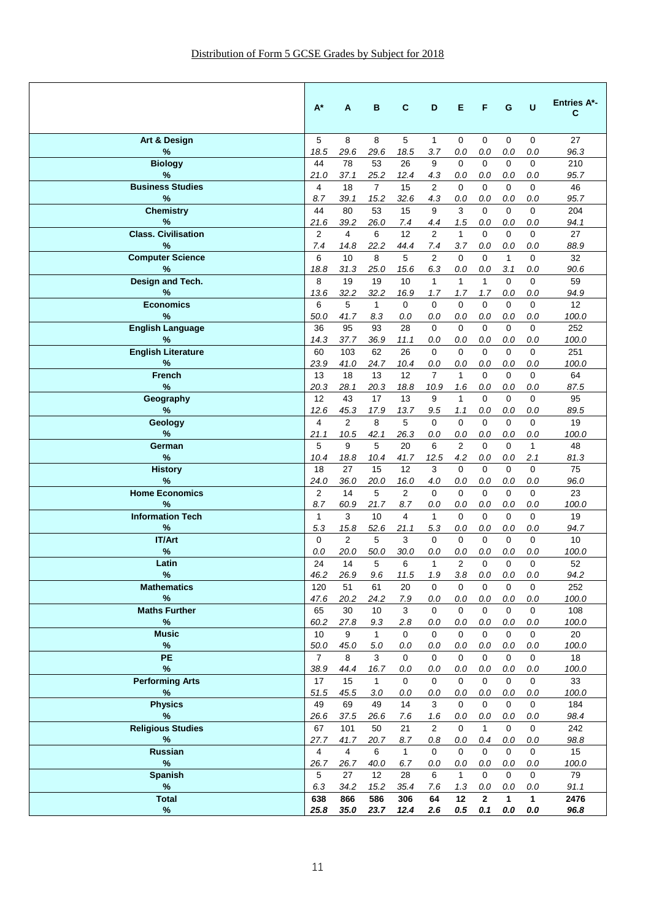Distribution of Form 5 GCSE Grades by Subject for 2018

| | A* | A | B | C | D | E | F | G | U | Entries A*-C |
|---|---|---|---|---|---|---|---|---|---|---|
| **Art & Design** | 5 | 8 | 8 | 5 | 1 | 0 | 0 | 0 | 0 | 27 |
| **%** | *18.5* | *29.6* | *29.6* | *18.5* | *3.7* | *0.0* | *0.0* | *0.0* | *0.0* | *96.3* |
| **Biology** | 44 | 78 | 53 | 26 | 9 | 0 | 0 | 0 | 0 | 210 |
| **%** | *21.0* | *37.1* | *25.2* | *12.4* | *4.3* | *0.0* | *0.0* | *0.0* | *0.0* | *95.7* |
| **Business Studies** | 4 | 18 | 7 | 15 | 2 | 0 | 0 | 0 | 0 | 46 |
| **%** | *8.7* | *39.1* | *15.2* | *32.6* | *4.3* | *0.0* | *0.0* | *0.0* | *0.0* | *95.7* |
| **Chemistry** | 44 | 80 | 53 | 15 | 9 | 3 | 0 | 0 | 0 | 204 |
| **%** | *21.6* | *39.2* | *26.0* | *7.4* | *4.4* | *1.5* | *0.0* | *0.0* | *0.0* | *94.1* |
| **Class. Civilisation** | 2 | 4 | 6 | 12 | 2 | 1 | 0 | 0 | 0 | 27 |
| **%** | *7.4* | *14.8* | *22.2* | *44.4* | *7.4* | *3.7* | *0.0* | *0.0* | *0.0* | *88.9* |
| **Computer Science** | 6 | 10 | 8 | 5 | 2 | 0 | 0 | 1 | 0 | 32 |
| **%** | *18.8* | *31.3* | *25.0* | *15.6* | *6.3* | *0.0* | *0.0* | *3.1* | *0.0* | *90.6* |
| **Design and Tech.** | 8 | 19 | 19 | 10 | 1 | 1 | 1 | 0 | 0 | 59 |
| **%** | *13.6* | *32.2* | *32.2* | *16.9* | *1.7* | *1.7* | *1.7* | *0.0* | *0.0* | *94.9* |
| **Economics** | 6 | 5 | 1 | 0 | 0 | 0 | 0 | 0 | 0 | 12 |
| **%** | *50.0* | *41.7* | *8.3* | *0.0* | *0.0* | *0.0* | *0.0* | *0.0* | *0.0* | *100.0* |
| **English Language** | 36 | 95 | 93 | 28 | 0 | 0 | 0 | 0 | 0 | 252 |
| **%** | *14.3* | *37.7* | *36.9* | *11.1* | *0.0* | *0.0* | *0.0* | *0.0* | *0.0* | *100.0* |
| **English Literature** | 60 | 103 | 62 | 26 | 0 | 0 | 0 | 0 | 0 | 251 |
| **%** | *23.9* | *41.0* | *24.7* | *10.4* | *0.0* | *0.0* | *0.0* | *0.0* | *0.0* | *100.0* |
| **French** | 13 | 18 | 13 | 12 | 7 | 1 | 0 | 0 | 0 | 64 |
| **%** | *20.3* | *28.1* | *20.3* | *18.8* | *10.9* | *1.6* | *0.0* | *0.0* | *0.0* | *87.5* |
| **Geography** | 12 | 43 | 17 | 13 | 9 | 1 | 0 | 0 | 0 | 95 |
| **%** | *12.6* | *45.3* | *17.9* | *13.7* | *9.5* | *1.1* | *0.0* | *0.0* | *0.0* | *89.5* |
| **Geology** | 4 | 2 | 8 | 5 | 0 | 0 | 0 | 0 | 0 | 19 |
| **%** | *21.1* | *10.5* | *42.1* | *26.3* | *0.0* | *0.0* | *0.0* | *0.0* | *0.0* | *100.0* |
| **German** | 5 | 9 | 5 | 20 | 6 | 2 | 0 | 0 | 1 | 48 |
| **%** | *10.4* | *18.8* | *10.4* | *41.7* | *12.5* | *4.2* | *0.0* | *0.0* | *2.1* | *81.3* |
| **History** | 18 | 27 | 15 | 12 | 3 | 0 | 0 | 0 | 0 | 75 |
| **%** | *24.0* | *36.0* | *20.0* | *16.0* | *4.0* | *0.0* | *0.0* | *0.0* | *0.0* | *96.0* |
| **Home Economics** | 2 | 14 | 5 | 2 | 0 | 0 | 0 | 0 | 0 | 23 |
| **%** | *8.7* | *60.9* | *21.7* | *8.7* | *0.0* | *0.0* | *0.0* | *0.0* | *0.0* | *100.0* |
| **Information Tech** | 1 | 3 | 10 | 4 | 1 | 0 | 0 | 0 | 0 | 19 |
| **%** | *5.3* | *15.8* | *52.6* | *21.1* | *5.3* | *0.0* | *0.0* | *0.0* | *0.0* | *94.7* |
| **IT/Art** | 0 | 2 | 5 | 3 | 0 | 0 | 0 | 0 | 0 | 10 |
| **%** | *0.0* | *20.0* | *50.0* | *30.0* | *0.0* | *0.0* | *0.0* | *0.0* | *0.0* | *100.0* |
| **Latin** | 24 | 14 | 5 | 6 | 1 | 2 | 0 | 0 | 0 | 52 |
| **%** | *46.2* | *26.9* | *9.6* | *11.5* | *1.9* | *3.8* | *0.0* | *0.0* | *0.0* | *94.2* |
| **Mathematics** | 120 | 51 | 61 | 20 | 0 | 0 | 0 | 0 | 0 | 252 |
| **%** | *47.6* | *20.2* | *24.2* | *7.9* | *0.0* | *0.0* | *0.0* | *0.0* | *0.0* | *100.0* |
| **Maths Further** | 65 | 30 | 10 | 3 | 0 | 0 | 0 | 0 | 0 | 108 |
| **%** | *60.2* | *27.8* | *9.3* | *2.8* | *0.0* | *0.0* | *0.0* | *0.0* | *0.0* | *100.0* |
| **Music** | 10 | 9 | 1 | 0 | 0 | 0 | 0 | 0 | 0 | 20 |
| **%** | *50.0* | *45.0* | *5.0* | *0.0* | *0.0* | *0.0* | *0.0* | *0.0* | *0.0* | *100.0* |
| **PE** | 7 | 8 | 3 | 0 | 0 | 0 | 0 | 0 | 0 | 18 |
| **%** | *38.9* | *44.4* | *16.7* | *0.0* | *0.0* | *0.0* | *0.0* | *0.0* | *0.0* | *100.0* |
| **Performing Arts** | 17 | 15 | 1 | 0 | 0 | 0 | 0 | 0 | 0 | 33 |
| **%** | *51.5* | *45.5* | *3.0* | *0.0* | *0.0* | *0.0* | *0.0* | *0.0* | *0.0* | *100.0* |
| **Physics** | 49 | 69 | 49 | 14 | 3 | 0 | 0 | 0 | 0 | 184 |
| **%** | *26.6* | *37.5* | *26.6* | *7.6* | *1.6* | *0.0* | *0.0* | *0.0* | *0.0* | *98.4* |
| **Religious Studies** | 67 | 101 | 50 | 21 | 2 | 0 | 1 | 0 | 0 | 242 |
| **%** | *27.7* | *41.7* | *20.7* | *8.7* | *0.8* | *0.0* | *0.4* | *0.0* | *0.0* | *98.8* |
| **Russian** | 4 | 4 | 6 | 1 | 0 | 0 | 0 | 0 | 0 | 15 |
| **%** | *26.7* | *26.7* | *40.0* | *6.7* | *0.0* | *0.0* | *0.0* | *0.0* | *0.0* | *100.0* |
| **Spanish** | 5 | 27 | 12 | 28 | 6 | 1 | 0 | 0 | 0 | 79 |
| **%** | *6.3* | *34.2* | *15.2* | *35.4* | *7.6* | *1.3* | *0.0* | *0.0* | *0.0* | *91.1* |
| **Total** | **638** | **866** | **586** | **306** | **64** | **12** | **2** | **1** | **1** | **2476** |
| **%** | ***25.8*** | ***35.0*** | ***23.7*** | ***12.4*** | ***2.6*** | ***0.5*** | ***0.1*** | ***0.0*** | ***0.0*** | ***96.8*** |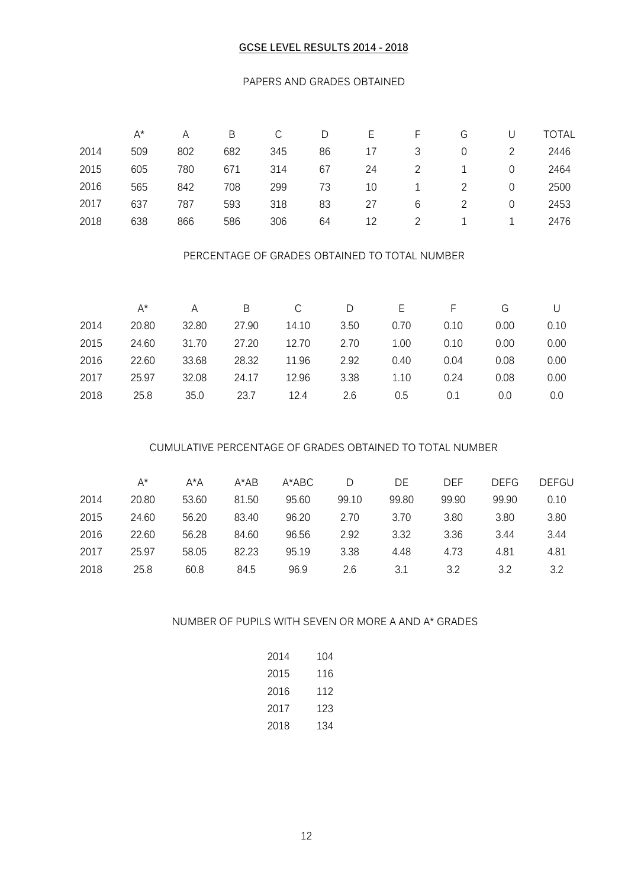## GCSE LEVEL RESULTS 2014 - 2018

### PAPERS AND GRADES OBTAINED

| | A* | A | B | C | D | E | F | G | U | TOTAL |
|---|---|---|---|---|---|---|---|---|---|---|
| 2014 | 509 | 802 | 682 | 345 | 86 | 17 | 3 | 0 | 2 | 2446 |
| 2015 | 605 | 780 | 671 | 314 | 67 | 24 | 2 | 1 | 0 | 2464 |
| 2016 | 565 | 842 | 708 | 299 | 73 | 10 | 1 | 2 | 0 | 2500 |
| 2017 | 637 | 787 | 593 | 318 | 83 | 27 | 6 | 2 | 0 | 2453 |
| 2018 | 638 | 866 | 586 | 306 | 64 | 12 | 2 | 1 | 1 | 2476 |

### PERCENTAGE OF GRADES OBTAINED TO TOTAL NUMBER

| | A* | A | B | C | D | E | F | G | U |
|---|---|---|---|---|---|---|---|---|---|
| 2014 | 20.80 | 32.80 | 27.90 | 14.10 | 3.50 | 0.70 | 0.10 | 0.00 | 0.10 |
| 2015 | 24.60 | 31.70 | 27.20 | 12.70 | 2.70 | 1.00 | 0.10 | 0.00 | 0.00 |
| 2016 | 22.60 | 33.68 | 28.32 | 11.96 | 2.92 | 0.40 | 0.04 | 0.08 | 0.00 |
| 2017 | 25.97 | 32.08 | 24.17 | 12.96 | 3.38 | 1.10 | 0.24 | 0.08 | 0.00 |
| 2018 | 25.8 | 35.0 | 23.7 | 12.4 | 2.6 | 0.5 | 0.1 | 0.0 | 0.0 |

### CUMULATIVE PERCENTAGE OF GRADES OBTAINED TO TOTAL NUMBER

| | A* | A*A | A*AB | A*ABC | D | DE | DEF | DEFG | DEFGU |
|---|---|---|---|---|---|---|---|---|---|
| 2014 | 20.80 | 53.60 | 81.50 | 95.60 | 99.10 | 99.80 | 99.90 | 99.90 | 0.10 |
| 2015 | 24.60 | 56.20 | 83.40 | 96.20 | 2.70 | 3.70 | 3.80 | 3.80 | 3.80 |
| 2016 | 22.60 | 56.28 | 84.60 | 96.56 | 2.92 | 3.32 | 3.36 | 3.44 | 3.44 |
| 2017 | 25.97 | 58.05 | 82.23 | 95.19 | 3.38 | 4.48 | 4.73 | 4.81 | 4.81 |
| 2018 | 25.8 | 60.8 | 84.5 | 96.9 | 2.6 | 3.1 | 3.2 | 3.2 | 3.2 |

### NUMBER OF PUPILS WITH SEVEN OR MORE A AND A* GRADES

| | |
|---|---|
| 2014 | 104 |
| 2015 | 116 |
| 2016 | 112 |
| 2017 | 123 |
| 2018 | 134 |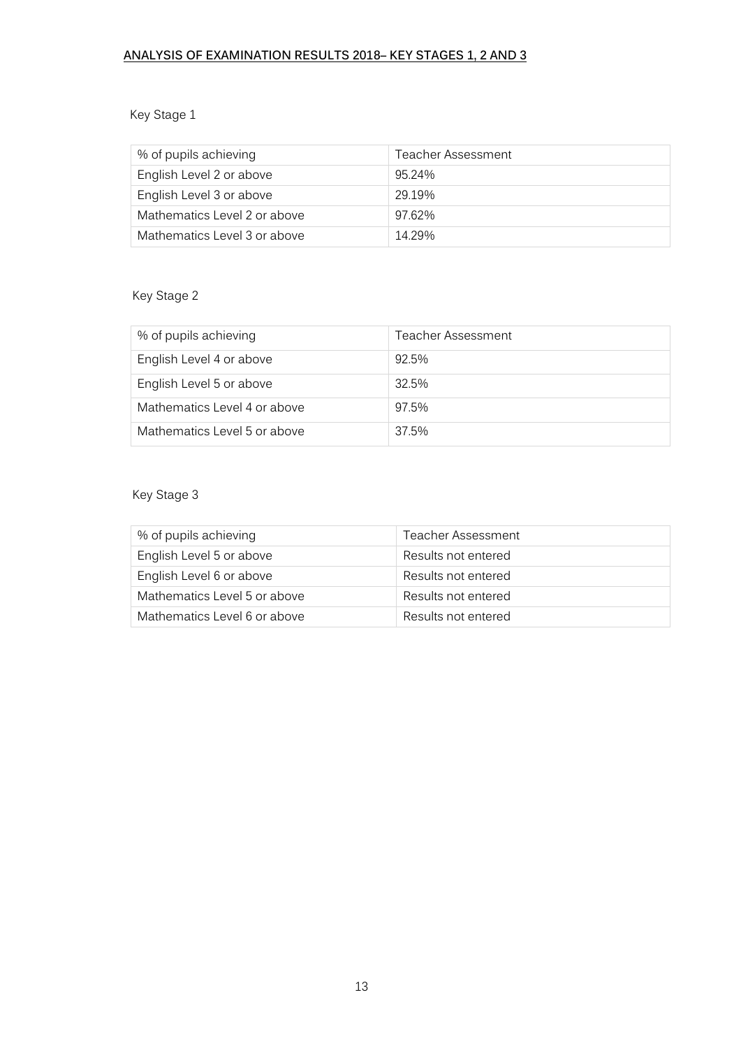## ANALYSIS OF EXAMINATION RESULTS 2018– KEY STAGES 1, 2 AND 3

### Key Stage 1

| % of pupils achieving | Teacher Assessment |
| --- | --- |
| English Level 2 or above | 95.24% |
| English Level 3 or above | 29.19% |
| Mathematics Level 2 or above | 97.62% |
| Mathematics Level 3 or above | 14.29% |

### Key Stage 2

| % of pupils achieving | Teacher Assessment |
| --- | --- |
| English Level 4 or above | 92.5% |
| English Level 5 or above | 32.5% |
| Mathematics Level 4 or above | 97.5% |
| Mathematics Level 5 or above | 37.5% |

### Key Stage 3

| % of pupils achieving | Teacher Assessment |
| --- | --- |
| English Level 5 or above | Results not entered |
| English Level 6 or above | Results not entered |
| Mathematics Level 5 or above | Results not entered |
| Mathematics Level 6 or above | Results not entered |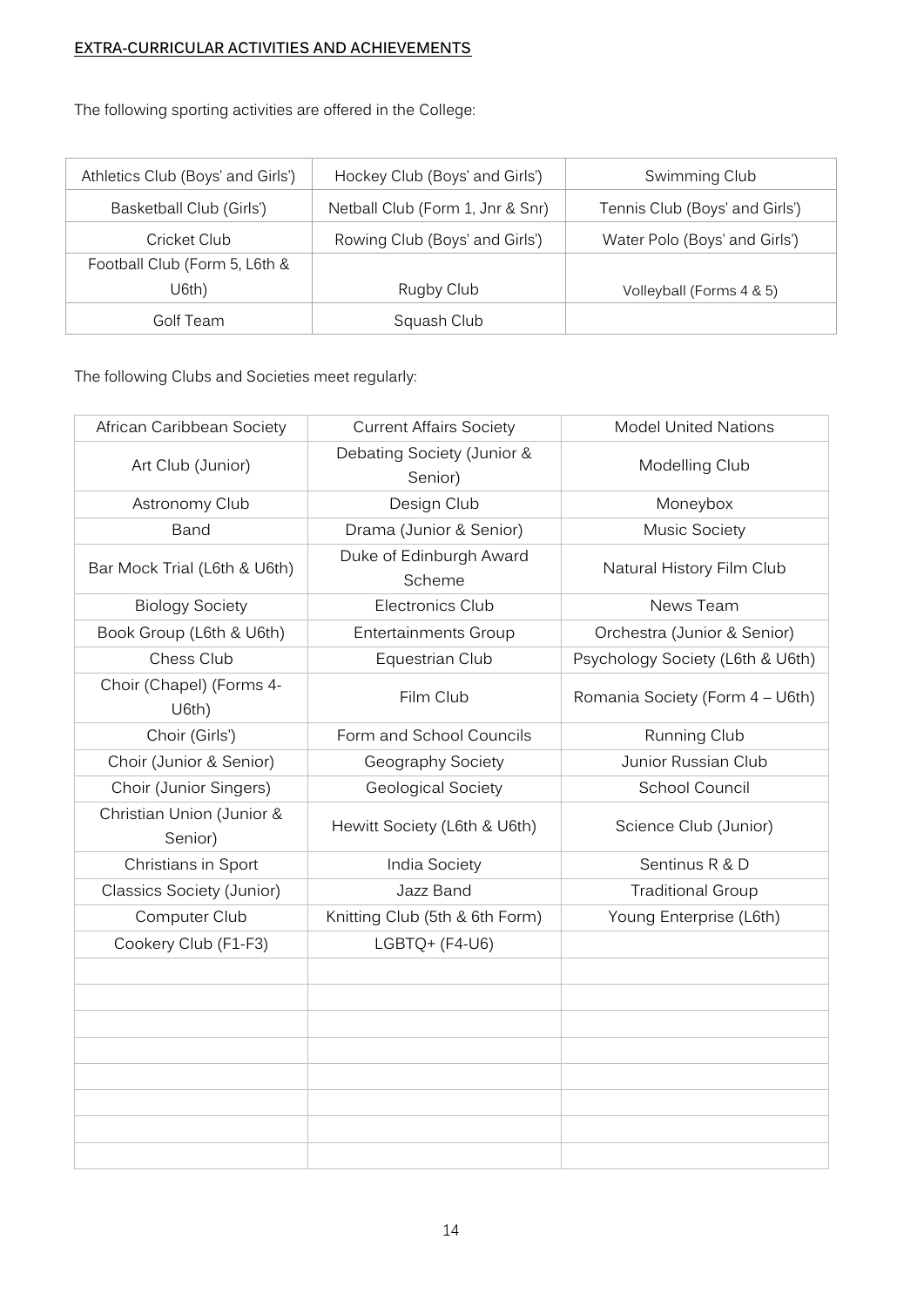**EXTRA-CURRICULAR ACTIVITIES AND ACHIEVEMENTS**

The following sporting activities are offered in the College:

| | | |
|---|---|---|
| Athletics Club (Boys' and Girls') | Hockey Club (Boys' and Girls') | Swimming Club |
| Basketball Club (Girls') | Netball Club (Form 1, Jnr & Snr) | Tennis Club (Boys' and Girls') |
| Cricket Club | Rowing Club (Boys' and Girls') | Water Polo (Boys' and Girls') |
| Football Club (Form 5, L6th & U6th) | Rugby Club | Volleyball (Forms 4 & 5) |
| Golf Team | Squash Club | |

The following Clubs and Societies meet regularly:

| | | |
|---|---|---|
| African Caribbean Society | Current Affairs Society | Model United Nations |
| Art Club (Junior) | Debating Society (Junior & Senior) | Modelling Club |
| Astronomy Club | Design Club | Moneybox |
| Band | Drama (Junior & Senior) | Music Society |
| Bar Mock Trial (L6th & U6th) | Duke of Edinburgh Award Scheme | Natural History Film Club |
| Biology Society | Electronics Club | News Team |
| Book Group (L6th & U6th) | Entertainments Group | Orchestra (Junior & Senior) |
| Chess Club | Equestrian Club | Psychology Society (L6th & U6th) |
| Choir (Chapel) (Forms 4-U6th) | Film Club | Romania Society (Form 4 – U6th) |
| Choir (Girls') | Form and School Councils | Running Club |
| Choir (Junior & Senior) | Geography Society | Junior Russian Club |
| Choir (Junior Singers) | Geological Society | School Council |
| Christian Union (Junior & Senior) | Hewitt Society (L6th & U6th) | Science Club (Junior) |
| Christians in Sport | India Society | Sentinus R & D |
| Classics Society (Junior) | Jazz Band | Traditional Group |
| Computer Club | Knitting Club (5th & 6th Form) | Young Enterprise (L6th) |
| Cookery Club (F1-F3) | LGBTQ+ (F4-U6) | |
| | | |
| | | |
| | | |
| | | |
| | | |
| | | |
| | | |
| | | |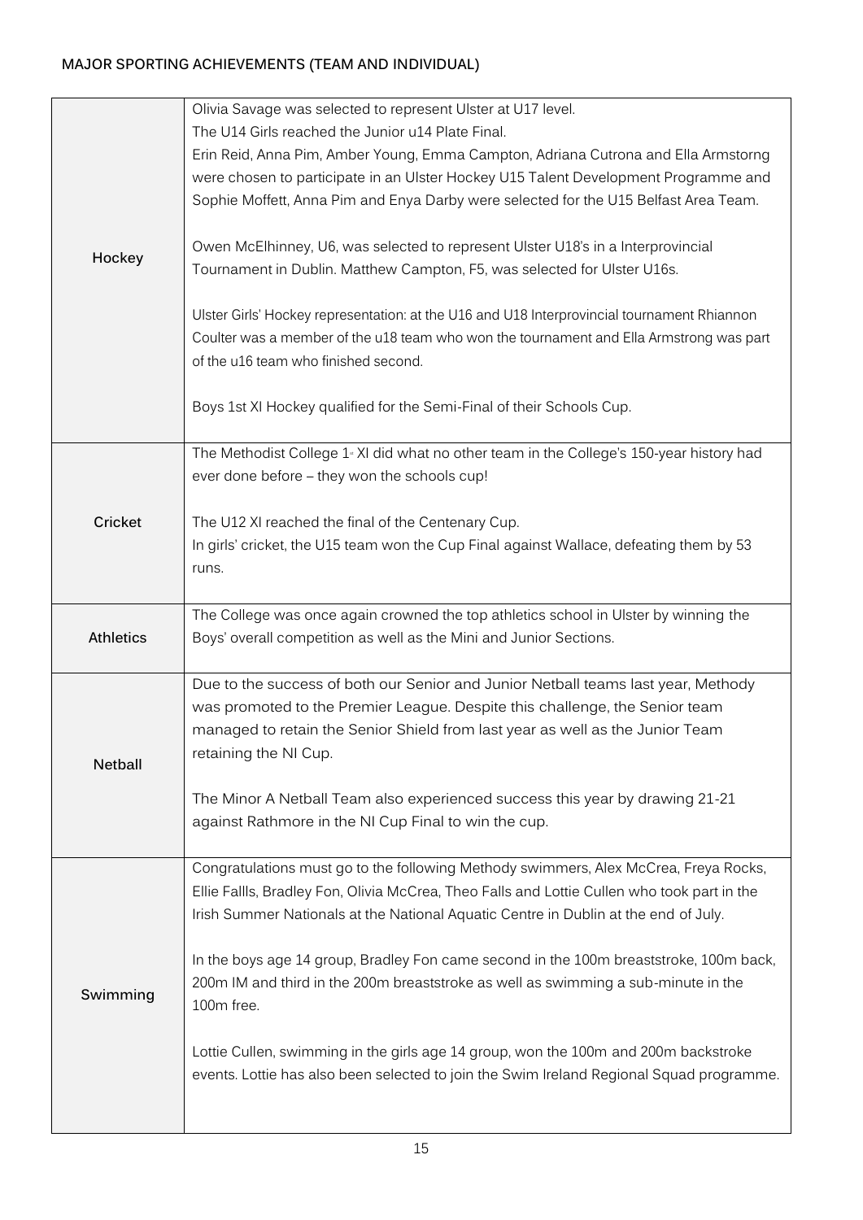## MAJOR SPORTING ACHIEVEMENTS (TEAM AND INDIVIDUAL)

| | |
|---|---|
| **Hockey** | Olivia Savage was selected to represent Ulster at U17 level.<br>The U14 Girls reached the Junior u14 Plate Final.<br>Erin Reid, Anna Pim, Amber Young, Emma Campton, Adriana Cutrona and Ella Armstorng were chosen to participate in an Ulster Hockey U15 Talent Development Programme and Sophie Moffett, Anna Pim and Enya Darby were selected for the U15 Belfast Area Team.<br><br>Owen McElhinney, U6, was selected to represent Ulster U18's in a Interprovincial Tournament in Dublin. Matthew Campton, F5, was selected for Ulster U16s.<br><br>Ulster Girls' Hockey representation: at the U16 and U18 Interprovincial tournament Rhiannon Coulter was a member of the u18 team who won the tournament and Ella Armstrong was part of the u16 team who finished second.<br><br>Boys 1st XI Hockey qualified for the Semi-Final of their Schools Cup. |
| **Cricket** | The Methodist College 1st XI did what no other team in the College's 150-year history had ever done before – they won the schools cup!<br><br>The U12 XI reached the final of the Centenary Cup.<br>In girls' cricket, the U15 team won the Cup Final against Wallace, defeating them by 53 runs. |
| **Athletics** | The College was once again crowned the top athletics school in Ulster by winning the Boys' overall competition as well as the Mini and Junior Sections. |
| **Netball** | Due to the success of both our Senior and Junior Netball teams last year, Methody was promoted to the Premier League. Despite this challenge, the Senior team managed to retain the Senior Shield from last year as well as the Junior Team retaining the NI Cup.<br><br>The Minor A Netball Team also experienced success this year by drawing 21-21 against Rathmore in the NI Cup Final to win the cup. |
| **Swimming** | Congratulations must go to the following Methody swimmers, Alex McCrea, Freya Rocks, Ellie Fallls, Bradley Fon, Olivia McCrea, Theo Falls and Lottie Cullen who took part in the Irish Summer Nationals at the National Aquatic Centre in Dublin at the end of July.<br><br>In the boys age 14 group, Bradley Fon came second in the 100m breaststroke, 100m back, 200m IM and third in the 200m breaststroke as well as swimming a sub-minute in the 100m free.<br><br>Lottie Cullen, swimming in the girls age 14 group, won the 100m and 200m backstroke events. Lottie has also been selected to join the Swim Ireland Regional Squad programme. |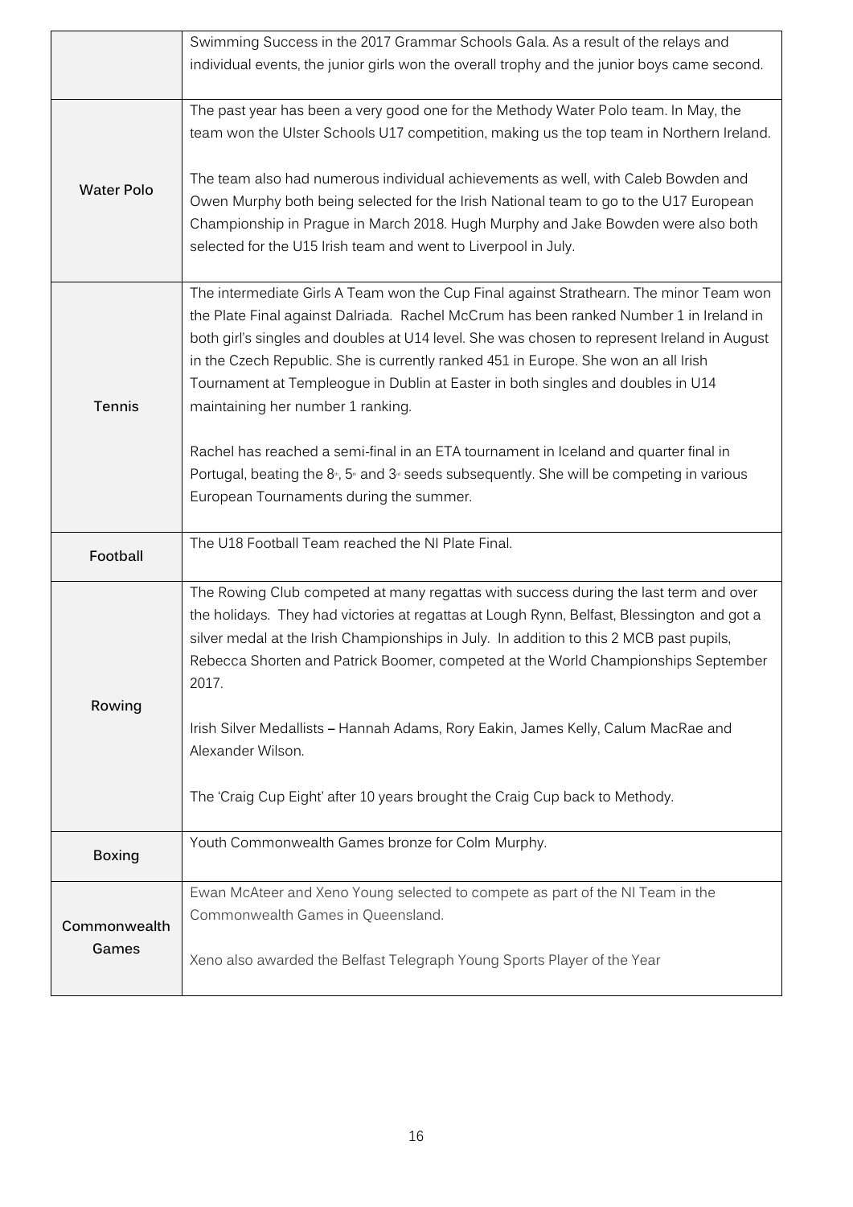| | |
|---|---|
| | Swimming Success in the 2017 Grammar Schools Gala. As a result of the relays and individual events, the junior girls won the overall trophy and the junior boys came second. |
| **Water Polo** | The past year has been a very good one for the Methody Water Polo team. In May, the team won the Ulster Schools U17 competition, making us the top team in Northern Ireland.<br><br>The team also had numerous individual achievements as well, with Caleb Bowden and Owen Murphy both being selected for the Irish National team to go to the U17 European Championship in Prague in March 2018. Hugh Murphy and Jake Bowden were also both selected for the U15 Irish team and went to Liverpool in July. |
| **Tennis** | The intermediate Girls A Team won the Cup Final against Strathearn. The minor Team won the Plate Final against Dalriada. Rachel McCrum has been ranked Number 1 in Ireland in both girl's singles and doubles at U14 level. She was chosen to represent Ireland in August in the Czech Republic. She is currently ranked 451 in Europe. She won an all Irish Tournament at Templeogue in Dublin at Easter in both singles and doubles in U14 maintaining her number 1 ranking.<br><br>Rachel has reached a semi-final in an ETA tournament in Iceland and quarter final in Portugal, beating the 8th, 5th and 3rd seeds subsequently. She will be competing in various European Tournaments during the summer. |
| **Football** | The U18 Football Team reached the NI Plate Final. |
| **Rowing** | The Rowing Club competed at many regattas with success during the last term and over the holidays. They had victories at regattas at Lough Rynn, Belfast, Blessington and got a silver medal at the Irish Championships in July. In addition to this 2 MCB past pupils, Rebecca Shorten and Patrick Boomer, competed at the World Championships September 2017.<br><br>Irish Silver Medallists – Hannah Adams, Rory Eakin, James Kelly, Calum MacRae and Alexander Wilson.<br><br>The 'Craig Cup Eight' after 10 years brought the Craig Cup back to Methody. |
| **Boxing** | Youth Commonwealth Games bronze for Colm Murphy. |
| **Commonwealth Games** | Ewan McAteer and Xeno Young selected to compete as part of the NI Team in the Commonwealth Games in Queensland.<br><br>Xeno also awarded the Belfast Telegraph Young Sports Player of the Year |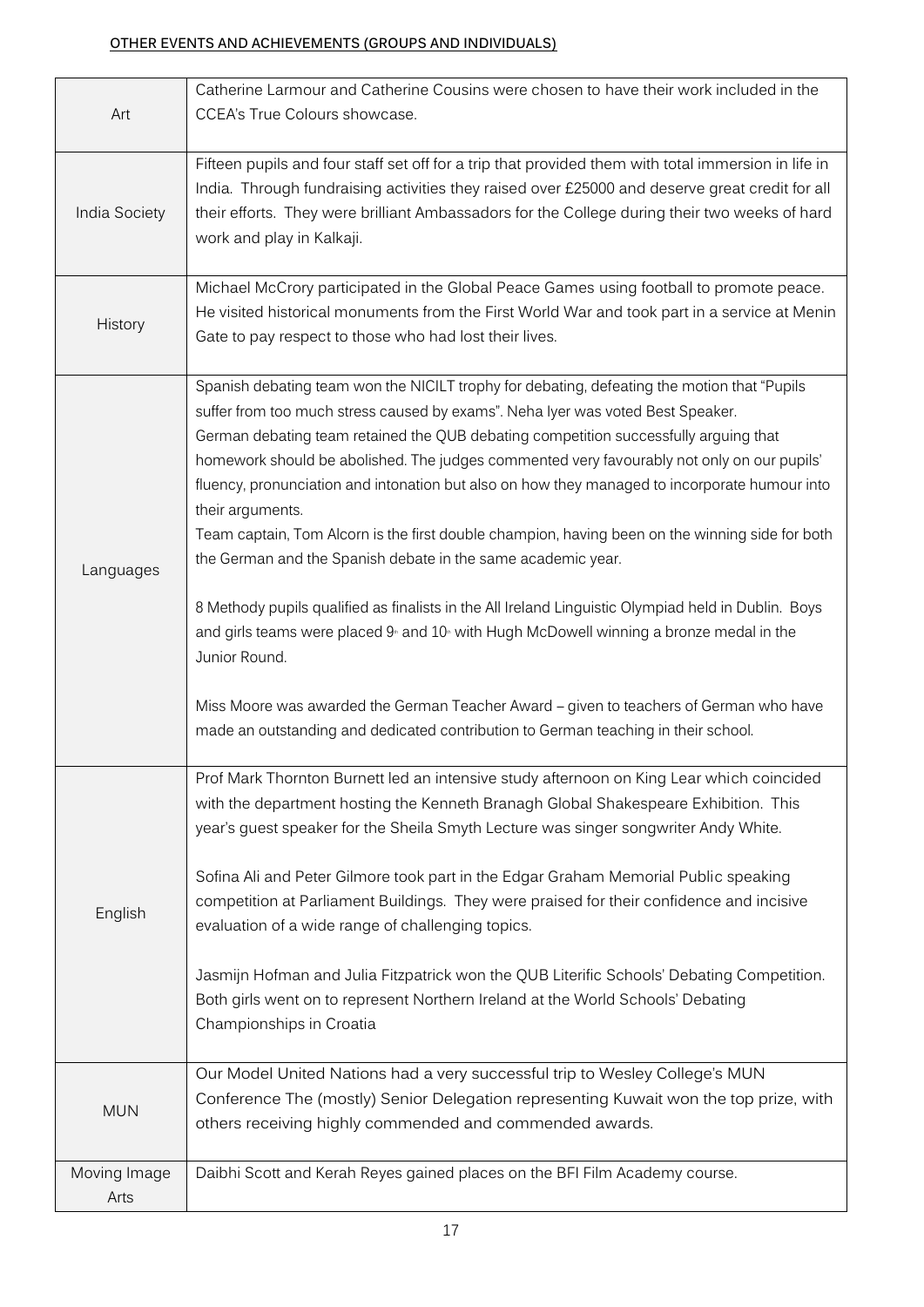**OTHER EVENTS AND ACHIEVEMENTS (GROUPS AND INDIVIDUALS)**

| | |
|---|---|
| Art | Catherine Larmour and Catherine Cousins were chosen to have their work included in the CCEA's True Colours showcase. |
| India Society | Fifteen pupils and four staff set off for a trip that provided them with total immersion in life in India. Through fundraising activities they raised over £25000 and deserve great credit for all their efforts. They were brilliant Ambassadors for the College during their two weeks of hard work and play in Kalkaji. |
| History | Michael McCrory participated in the Global Peace Games using football to promote peace. He visited historical monuments from the First World War and took part in a service at Menin Gate to pay respect to those who had lost their lives. |
| Languages | Spanish debating team won the NICILT trophy for debating, defeating the motion that "Pupils suffer from too much stress caused by exams". Neha Iyer was voted Best Speaker.<br>German debating team retained the QUB debating competition successfully arguing that homework should be abolished. The judges commented very favourably not only on our pupils' fluency, pronunciation and intonation but also on how they managed to incorporate humour into their arguments.<br>Team captain, Tom Alcorn is the first double champion, having been on the winning side for both the German and the Spanish debate in the same academic year.<br><br>8 Methody pupils qualified as finalists in the All Ireland Linguistic Olympiad held in Dublin. Boys and girls teams were placed 9th and 10th with Hugh McDowell winning a bronze medal in the Junior Round.<br><br>Miss Moore was awarded the German Teacher Award – given to teachers of German who have made an outstanding and dedicated contribution to German teaching in their school. |
| English | Prof Mark Thornton Burnett led an intensive study afternoon on King Lear which coincided with the department hosting the Kenneth Branagh Global Shakespeare Exhibition. This year's guest speaker for the Sheila Smyth Lecture was singer songwriter Andy White.<br><br>Sofina Ali and Peter Gilmore took part in the Edgar Graham Memorial Public speaking competition at Parliament Buildings. They were praised for their confidence and incisive evaluation of a wide range of challenging topics.<br><br>Jasmijn Hofman and Julia Fitzpatrick won the QUB Literific Schools' Debating Competition. Both girls went on to represent Northern Ireland at the World Schools' Debating Championships in Croatia |
| MUN | Our Model United Nations had a very successful trip to Wesley College's MUN Conference The (mostly) Senior Delegation representing Kuwait won the top prize, with others receiving highly commended and commended awards. |
| Moving Image Arts | Daibhi Scott and Kerah Reyes gained places on the BFI Film Academy course. |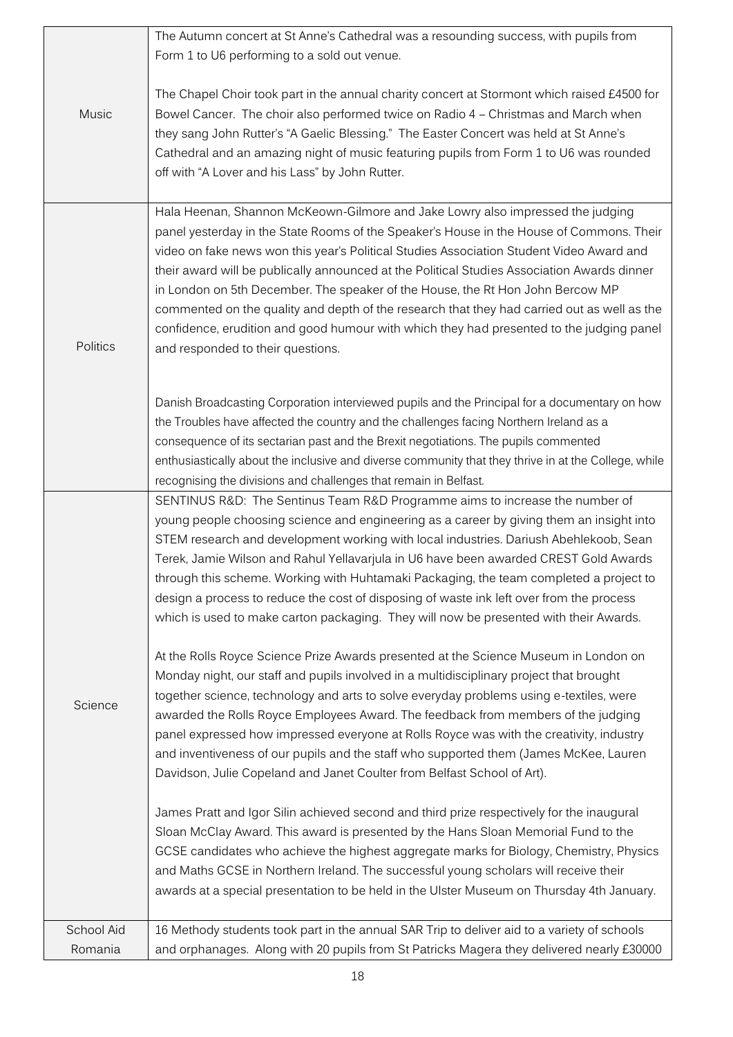| | |
|---|---|
| Music | The Autumn concert at St Anne's Cathedral was a resounding success, with pupils from Form 1 to U6 performing to a sold out venue.<br><br>The Chapel Choir took part in the annual charity concert at Stormont which raised £4500 for Bowel Cancer. The choir also performed twice on Radio 4 – Christmas and March when they sang John Rutter's "A Gaelic Blessing." The Easter Concert was held at St Anne's Cathedral and an amazing night of music featuring pupils from Form 1 to U6 was rounded off with "A Lover and his Lass" by John Rutter. |
| Politics | Hala Heenan, Shannon McKeown-Gilmore and Jake Lowry also impressed the judging panel yesterday in the State Rooms of the Speaker's House in the House of Commons. Their video on fake news won this year's Political Studies Association Student Video Award and their award will be publically announced at the Political Studies Association Awards dinner in London on 5th December. The speaker of the House, the Rt Hon John Bercow MP commented on the quality and depth of the research that they had carried out as well as the confidence, erudition and good humour with which they had presented to the judging panel and responded to their questions.<br><br>Danish Broadcasting Corporation interviewed pupils and the Principal for a documentary on how the Troubles have affected the country and the challenges facing Northern Ireland as a consequence of its sectarian past and the Brexit negotiations. The pupils commented enthusiastically about the inclusive and diverse community that they thrive in at the College, while recognising the divisions and challenges that remain in Belfast. |
| Science | SENTINUS R&D: The Sentinus Team R&D Programme aims to increase the number of young people choosing science and engineering as a career by giving them an insight into STEM research and development working with local industries. Dariush Abehlekoob, Sean Terek, Jamie Wilson and Rahul Yellavarjula in U6 have been awarded CREST Gold Awards through this scheme. Working with Huhtamaki Packaging, the team completed a project to design a process to reduce the cost of disposing of waste ink left over from the process which is used to make carton packaging. They will now be presented with their Awards.<br><br>At the Rolls Royce Science Prize Awards presented at the Science Museum in London on Monday night, our staff and pupils involved in a multidisciplinary project that brought together science, technology and arts to solve everyday problems using e-textiles, were awarded the Rolls Royce Employees Award. The feedback from members of the judging panel expressed how impressed everyone at Rolls Royce was with the creativity, industry and inventiveness of our pupils and the staff who supported them (James McKee, Lauren Davidson, Julie Copeland and Janet Coulter from Belfast School of Art).<br><br>James Pratt and Igor Silin achieved second and third prize respectively for the inaugural Sloan McClay Award. This award is presented by the Hans Sloan Memorial Fund to the GCSE candidates who achieve the highest aggregate marks for Biology, Chemistry, Physics and Maths GCSE in Northern Ireland. The successful young scholars will receive their awards at a special presentation to be held in the Ulster Museum on Thursday 4th January. |
| School Aid Romania | 16 Methody students took part in the annual SAR Trip to deliver aid to a variety of schools and orphanages. Along with 20 pupils from St Patricks Magera they delivered nearly £30000 |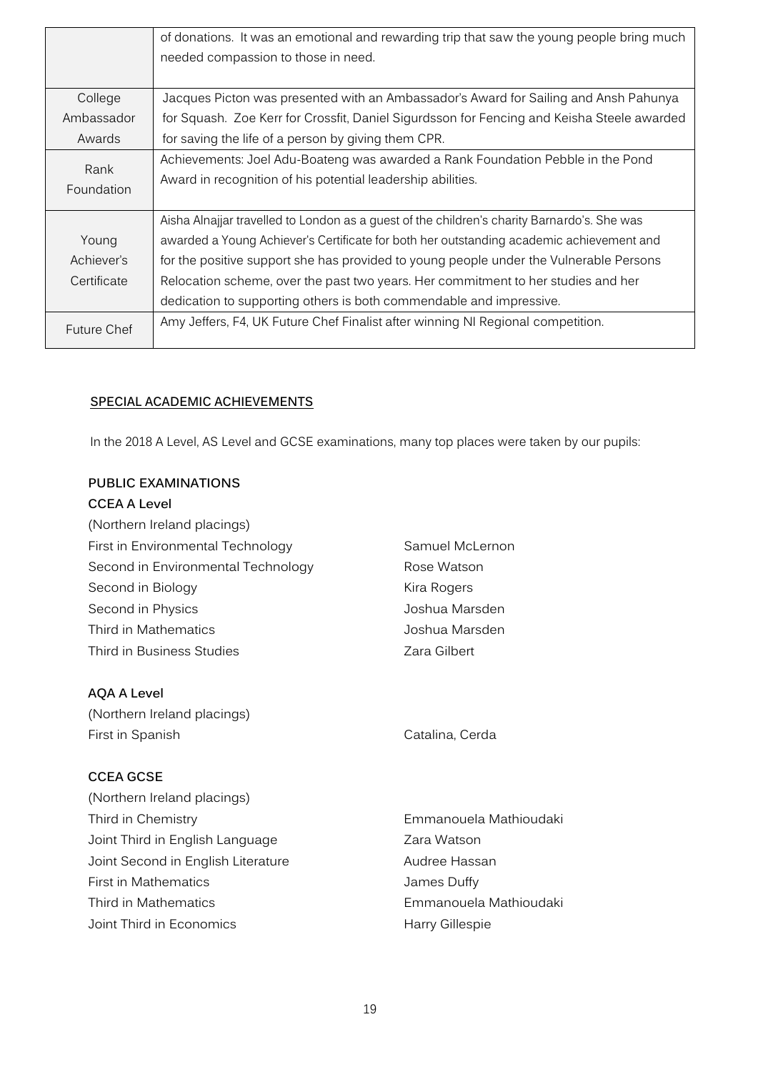| | |
|---|---|
| | of donations. It was an emotional and rewarding trip that saw the young people bring much needed compassion to those in need. |
| College Ambassador Awards | Jacques Picton was presented with an Ambassador's Award for Sailing and Ansh Pahunya for Squash. Zoe Kerr for Crossfit, Daniel Sigurdsson for Fencing and Keisha Steele awarded for saving the life of a person by giving them CPR. |
| Rank Foundation | Achievements: Joel Adu-Boateng was awarded a Rank Foundation Pebble in the Pond Award in recognition of his potential leadership abilities. |
| Young Achiever's Certificate | Aisha Alnajjar travelled to London as a guest of the children's charity Barnardo's. She was awarded a Young Achiever's Certificate for both her outstanding academic achievement and for the positive support she has provided to young people under the Vulnerable Persons Relocation scheme, over the past two years. Her commitment to her studies and her dedication to supporting others is both commendable and impressive. |
| Future Chef | Amy Jeffers, F4, UK Future Chef Finalist after winning NI Regional competition. |

## SPECIAL ACADEMIC ACHIEVEMENTS

In the 2018 A Level, AS Level and GCSE examinations, many top places were taken by our pupils:

### PUBLIC EXAMINATIONS

**CCEA A Level**

(Northern Ireland placings)

| | |
|---|---|
| First in Environmental Technology | Samuel McLernon |
| Second in Environmental Technology | Rose Watson |
| Second in Biology | Kira Rogers |
| Second in Physics | Joshua Marsden |
| Third in Mathematics | Joshua Marsden |
| Third in Business Studies | Zara Gilbert |

**AQA A Level**

(Northern Ireland placings)

| | |
|---|---|
| First in Spanish | Catalina, Cerda |

**CCEA GCSE**

(Northern Ireland placings)

| | |
|---|---|
| Third in Chemistry | Emmanouela Mathioudaki |
| Joint Third in English Language | Zara Watson |
| Joint Second in English Literature | Audree Hassan |
| First in Mathematics | James Duffy |
| Third in Mathematics | Emmanouela Mathioudaki |
| Joint Third in Economics | Harry Gillespie |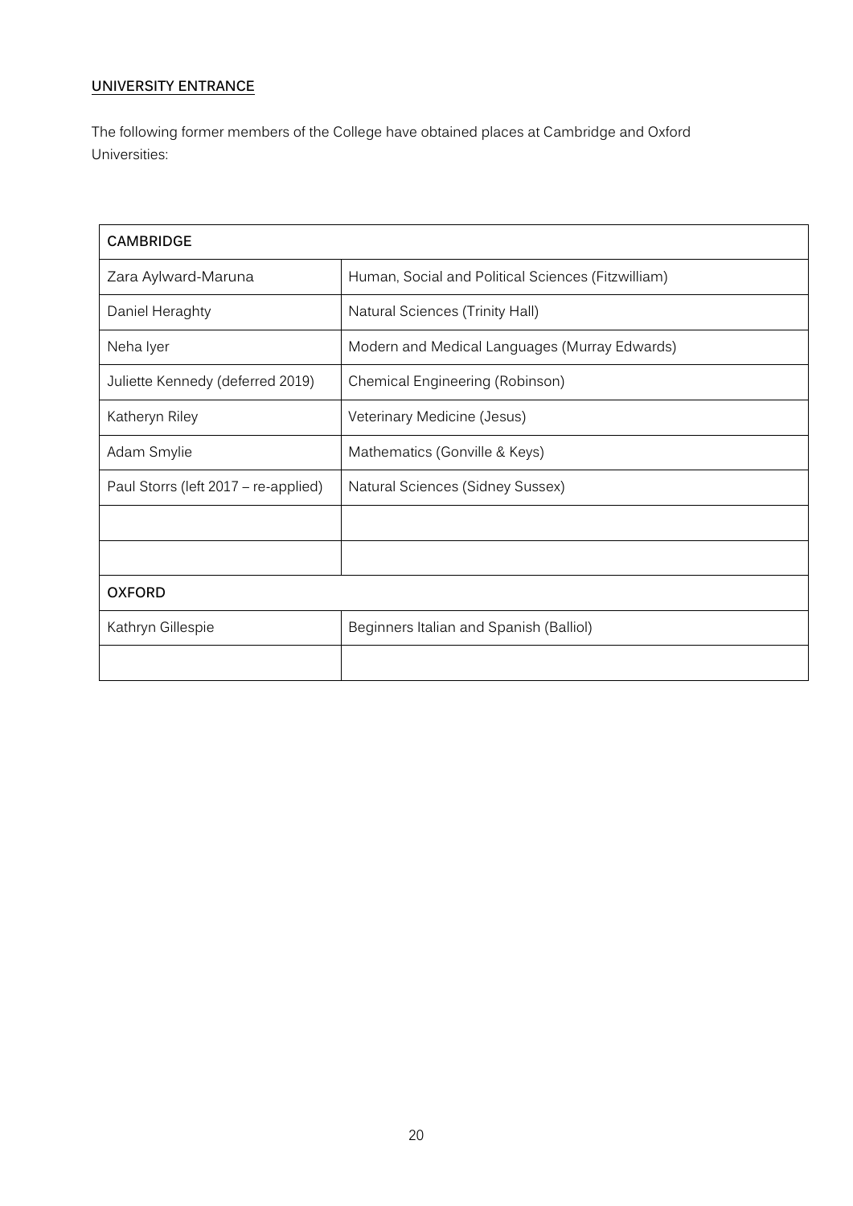## UNIVERSITY ENTRANCE

The following former members of the College have obtained places at Cambridge and Oxford Universities:

| CAMBRIDGE | |
|---|---|
| Zara Aylward-Maruna | Human, Social and Political Sciences (Fitzwilliam) |
| Daniel Heraghty | Natural Sciences (Trinity Hall) |
| Neha Iyer | Modern and Medical Languages (Murray Edwards) |
| Juliette Kennedy (deferred 2019) | Chemical Engineering (Robinson) |
| Katheryn Riley | Veterinary Medicine (Jesus) |
| Adam Smylie | Mathematics (Gonville & Keys) |
| Paul Storrs (left 2017 – re-applied) | Natural Sciences (Sidney Sussex) |
| | |
| | |
| **OXFORD** | |
| Kathryn Gillespie | Beginners Italian and Spanish (Balliol) |
| | |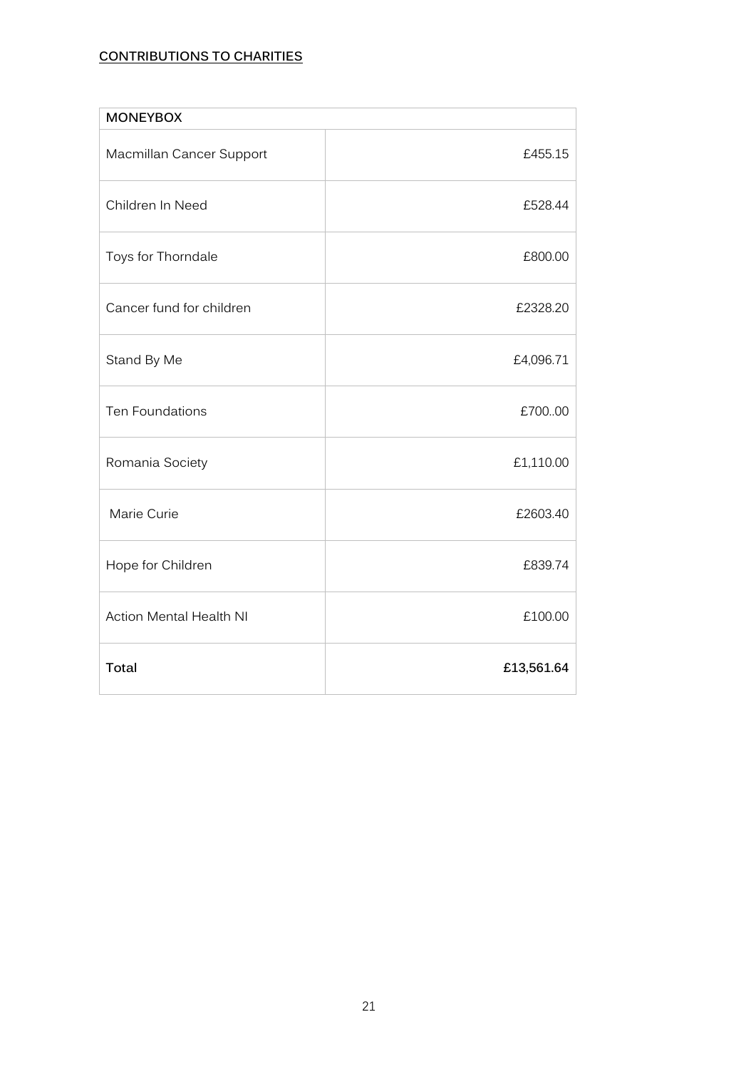**CONTRIBUTIONS TO CHARITIES**

| MONEYBOX | |
|---|---|
| Macmillan Cancer Support | £455.15 |
| Children In Need | £528.44 |
| Toys for Thorndale | £800.00 |
| Cancer fund for children | £2328.20 |
| Stand By Me | £4,096.71 |
| Ten Foundations | £700..00 |
| Romania Society | £1,110.00 |
| Marie Curie | £2603.40 |
| Hope for Children | £839.74 |
| Action Mental Health NI | £100.00 |
| **Total** | **£13,561.64** |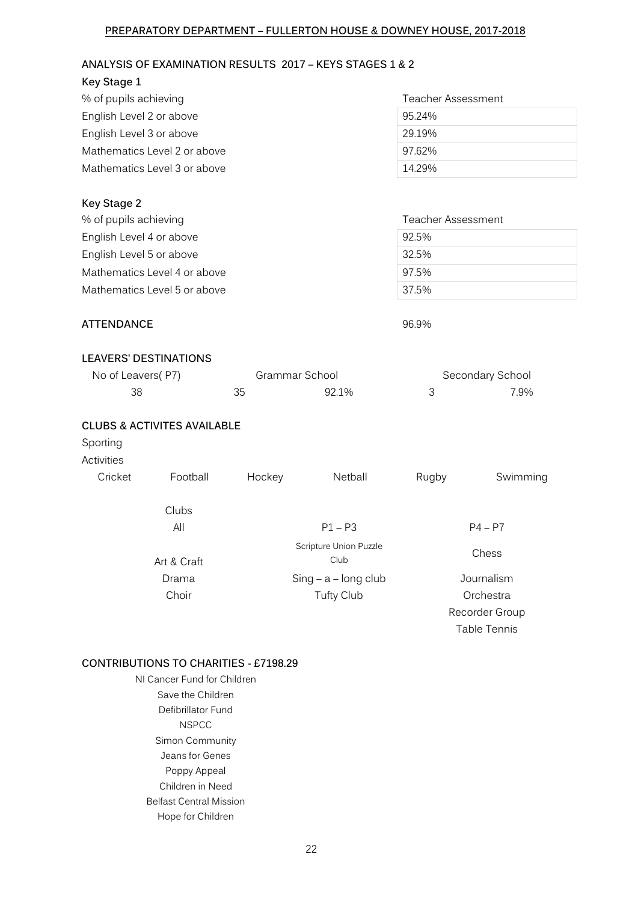## PREPARATORY DEPARTMENT – FULLERTON HOUSE & DOWNEY HOUSE, 2017-2018

### ANALYSIS OF EXAMINATION RESULTS 2017 – KEYS STAGES 1 & 2

**Key Stage 1**

| % of pupils achieving | Teacher Assessment |
|---|---|
| English Level 2 or above | 95.24% |
| English Level 3 or above | 29.19% |
| Mathematics Level 2 or above | 97.62% |
| Mathematics Level 3 or above | 14.29% |

**Key Stage 2**

| % of pupils achieving | Teacher Assessment |
|---|---|
| English Level 4 or above | 92.5% |
| English Level 5 or above | 32.5% |
| Mathematics Level 4 or above | 97.5% |
| Mathematics Level 5 or above | 37.5% |

**ATTENDANCE** 96.9%

**LEAVERS' DESTINATIONS**

| No of Leavers( P7) | Grammar School | | Secondary School | |
|---|---|---|---|---|
| 38 | 35 | 92.1% | 3 | 7.9% |

**CLUBS & ACTIVITES AVAILABLE**

Sporting Activities

| Cricket | Football | Hockey | Netball | Rugby | Swimming |
|---|---|---|---|---|---|

Clubs

| All | P1 – P3 | P4 – P7 |
|---|---|---|
| Art & Craft | Scripture Union Puzzle Club | Chess |
| Drama | Sing – a – long club | Journalism |
| Choir | Tufty Club | Orchestra |
| | | Recorder Group |
| | | Table Tennis |

**CONTRIBUTIONS TO CHARITIES - £7198.29**

NI Cancer Fund for Children
Save the Children
Defibrillator Fund
NSPCC
Simon Community
Jeans for Genes
Poppy Appeal
Children in Need
Belfast Central Mission
Hope for Children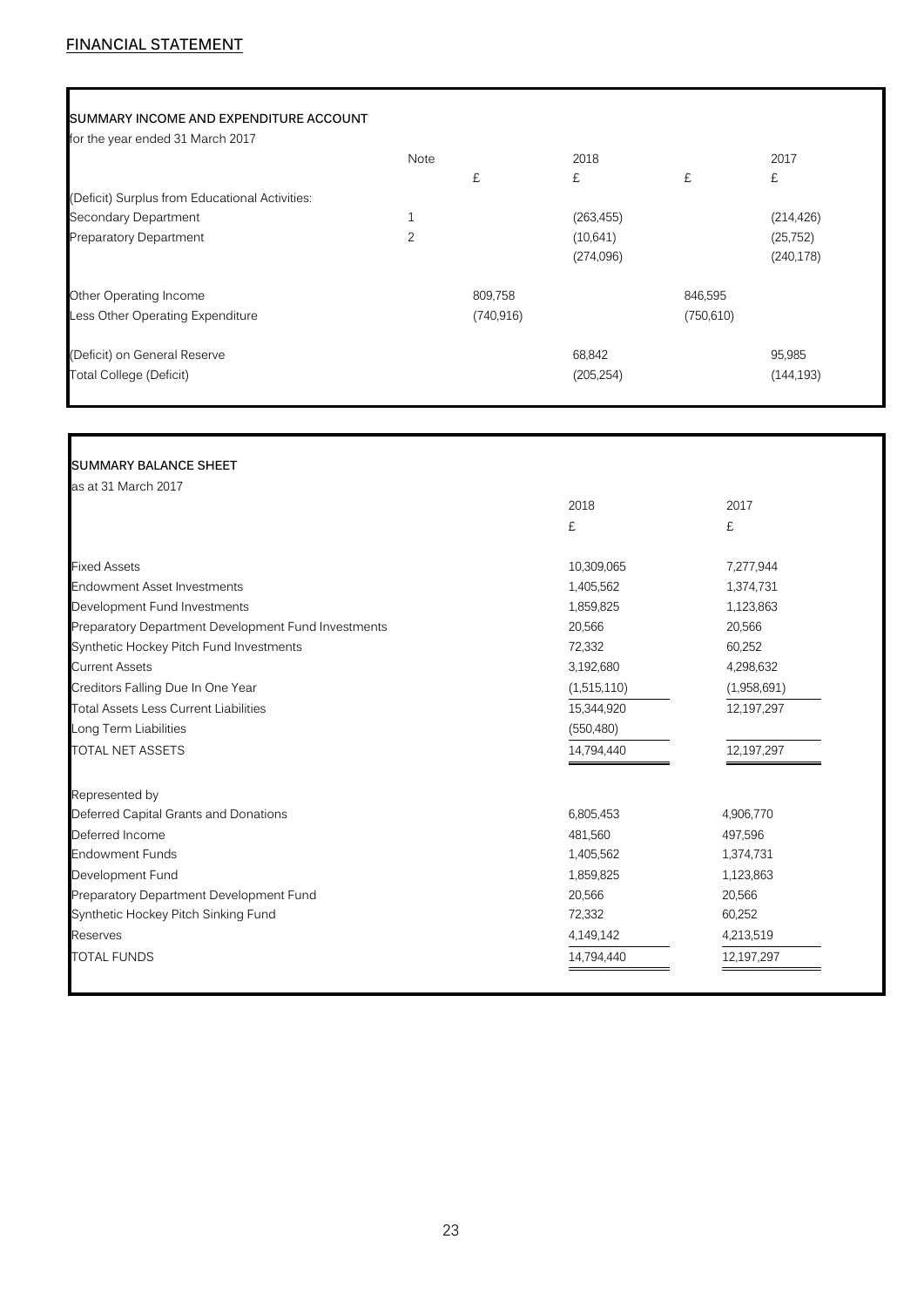## FINANCIAL STATEMENT

### SUMMARY INCOME AND EXPENDITURE ACCOUNT

for the year ended 31 March 2017

| | Note | £ | 2018 £ | £ | 2017 £ |
|---|---|---|---|---|---|
| (Deficit) Surplus from Educational Activities: | | | | | |
| Secondary Department | 1 | | (263,455) | | (214,426) |
| Preparatory Department | 2 | | (10,641) | | (25,752) |
| | | | (274,096) | | (240,178) |
| Other Operating Income | | 809,758 | | 846,595 | |
| Less Other Operating Expenditure | | (740,916) | | (750,610) | |
| (Deficit) on General Reserve | | | 68,842 | | 95,985 |
| Total College (Deficit) | | | (205,254) | | (144,193) |

### SUMMARY BALANCE SHEET

as at 31 March 2017

| | 2018 £ | 2017 £ |
|---|---|---|
| Fixed Assets | 10,309,065 | 7,277,944 |
| Endowment Asset Investments | 1,405,562 | 1,374,731 |
| Development Fund Investments | 1,859,825 | 1,123,863 |
| Preparatory Department Development Fund Investments | 20,566 | 20,566 |
| Synthetic Hockey Pitch Fund Investments | 72,332 | 60,252 |
| Current Assets | 3,192,680 | 4,298,632 |
| Creditors Falling Due In One Year | (1,515,110) | (1,958,691) |
| Total Assets Less Current Liabilities | 15,344,920 | 12,197,297 |
| Long Term Liabilities | (550,480) | |
| TOTAL NET ASSETS | 14,794,440 | 12,197,297 |
| Represented by | | |
| Deferred Capital Grants and Donations | 6,805,453 | 4,906,770 |
| Deferred Income | 481,560 | 497,596 |
| Endowment Funds | 1,405,562 | 1,374,731 |
| Development Fund | 1,859,825 | 1,123,863 |
| Preparatory Department Development Fund | 20,566 | 20,566 |
| Synthetic Hockey Pitch Sinking Fund | 72,332 | 60,252 |
| Reserves | 4,149,142 | 4,213,519 |
| TOTAL FUNDS | 14,794,440 | 12,197,297 |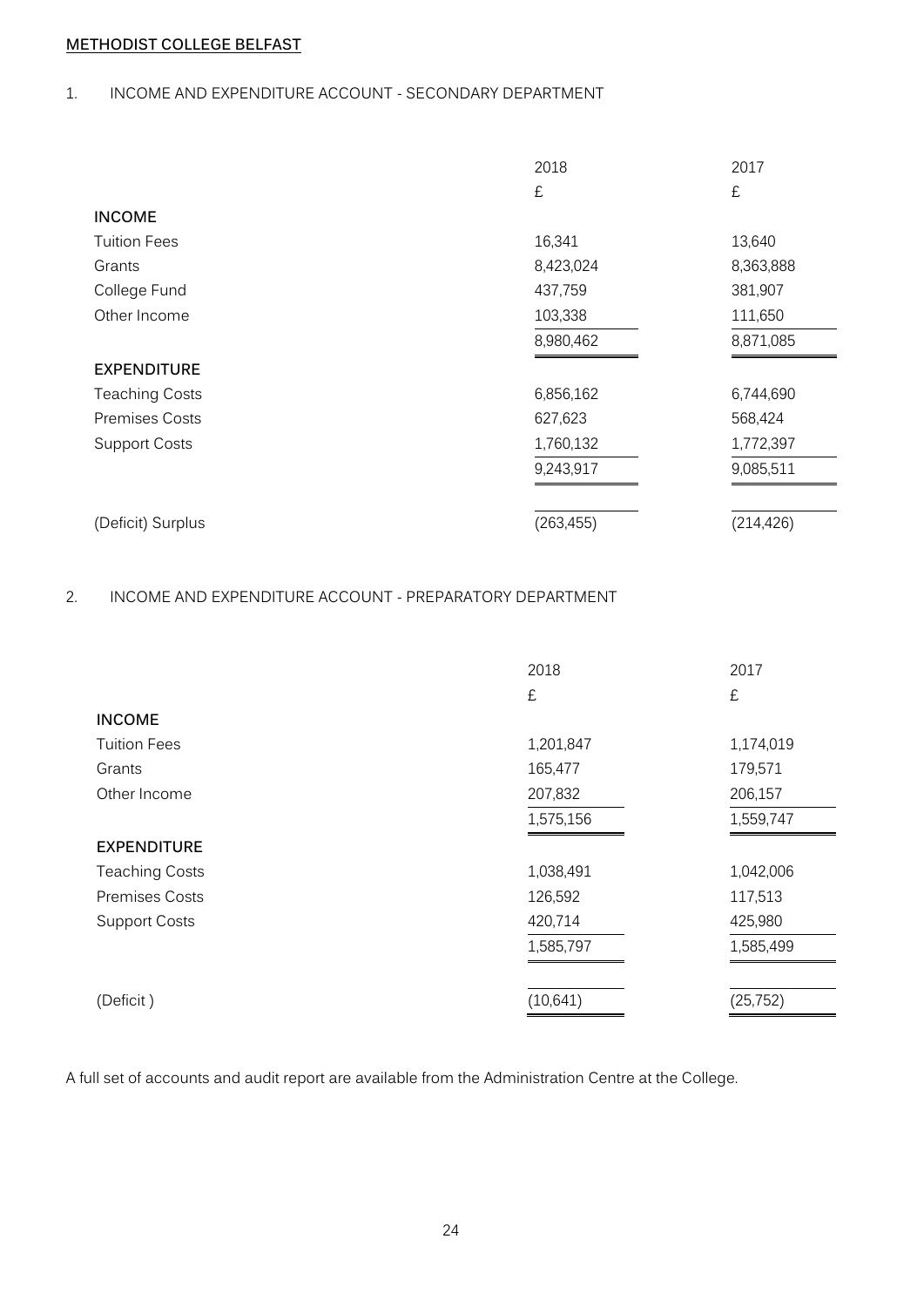**METHODIST COLLEGE BELFAST**

1. INCOME AND EXPENDITURE ACCOUNT - SECONDARY DEPARTMENT

| | 2018 | 2017 |
|---|---|---|
| | £ | £ |
| **INCOME** | | |
| Tuition Fees | 16,341 | 13,640 |
| Grants | 8,423,024 | 8,363,888 |
| College Fund | 437,759 | 381,907 |
| Other Income | 103,338 | 111,650 |
| | 8,980,462 | 8,871,085 |
| **EXPENDITURE** | | |
| Teaching Costs | 6,856,162 | 6,744,690 |
| Premises Costs | 627,623 | 568,424 |
| Support Costs | 1,760,132 | 1,772,397 |
| | 9,243,917 | 9,085,511 |
| (Deficit) Surplus | (263,455) | (214,426) |

2. INCOME AND EXPENDITURE ACCOUNT - PREPARATORY DEPARTMENT

| | 2018 | 2017 |
|---|---|---|
| | £ | £ |
| **INCOME** | | |
| Tuition Fees | 1,201,847 | 1,174,019 |
| Grants | 165,477 | 179,571 |
| Other Income | 207,832 | 206,157 |
| | 1,575,156 | 1,559,747 |
| **EXPENDITURE** | | |
| Teaching Costs | 1,038,491 | 1,042,006 |
| Premises Costs | 126,592 | 117,513 |
| Support Costs | 420,714 | 425,980 |
| | 1,585,797 | 1,585,499 |
| (Deficit ) | (10,641) | (25,752) |

A full set of accounts and audit report are available from the Administration Centre at the College.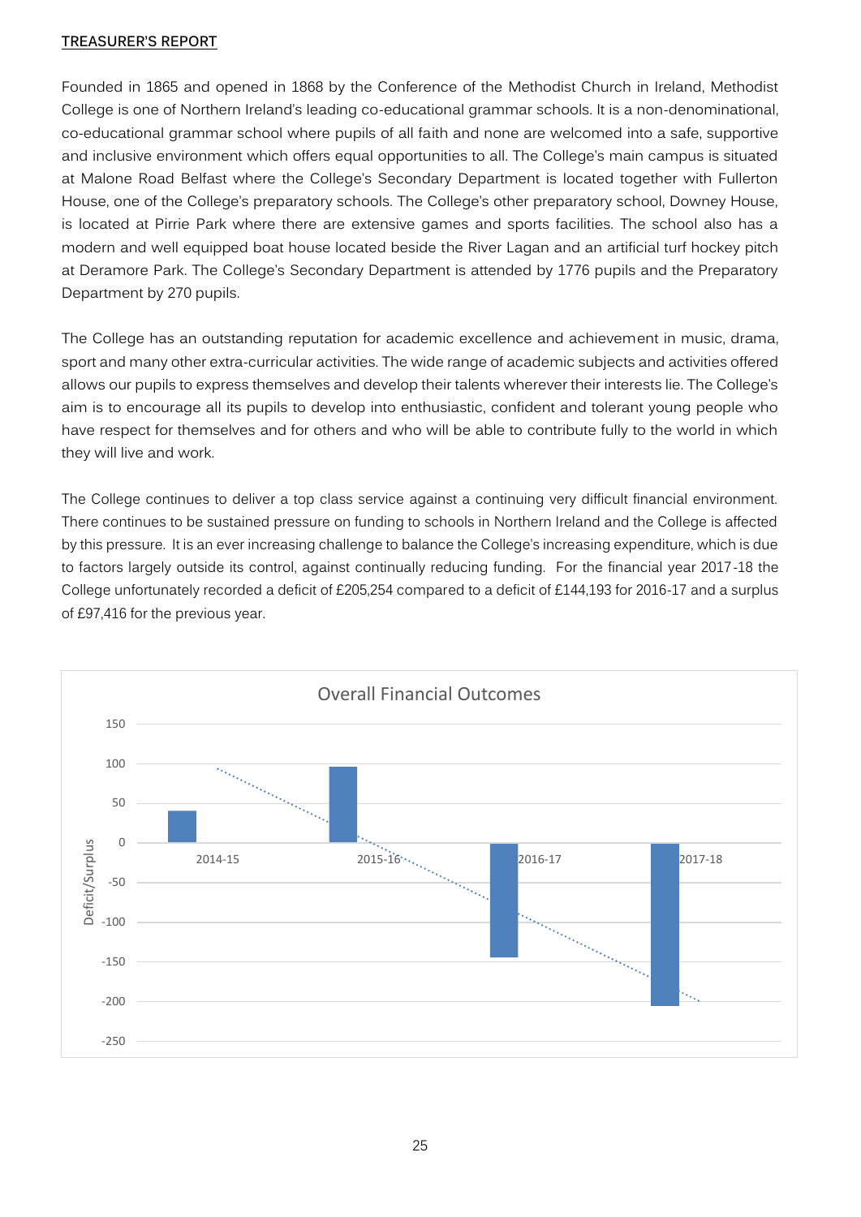## TREASURER'S REPORT

Founded in 1865 and opened in 1868 by the Conference of the Methodist Church in Ireland, Methodist College is one of Northern Ireland's leading co-educational grammar schools. It is a non-denominational, co-educational grammar school where pupils of all faith and none are welcomed into a safe, supportive and inclusive environment which offers equal opportunities to all. The College's main campus is situated at Malone Road Belfast where the College's Secondary Department is located together with Fullerton House, one of the College's preparatory schools. The College's other preparatory school, Downey House, is located at Pirrie Park where there are extensive games and sports facilities. The school also has a modern and well equipped boat house located beside the River Lagan and an artificial turf hockey pitch at Deramore Park. The College's Secondary Department is attended by 1776 pupils and the Preparatory Department by 270 pupils.

The College has an outstanding reputation for academic excellence and achievement in music, drama, sport and many other extra-curricular activities. The wide range of academic subjects and activities offered allows our pupils to express themselves and develop their talents wherever their interests lie. The College's aim is to encourage all its pupils to develop into enthusiastic, confident and tolerant young people who have respect for themselves and for others and who will be able to contribute fully to the world in which they will live and work.

The College continues to deliver a top class service against a continuing very difficult financial environment. There continues to be sustained pressure on funding to schools in Northern Ireland and the College is affected by this pressure. It is an ever increasing challenge to balance the College's increasing expenditure, which is due to factors largely outside its control, against continually reducing funding. For the financial year 2017-18 the College unfortunately recorded a deficit of £205,254 compared to a deficit of £144,193 for 2016-17 and a surplus of £97,416 for the previous year.

Overall Financial Outcomes

| Year | Deficit/Surplus |
|---|---|
| 2014-15 | 40 |
| 2015-16 | 97 |
| 2016-17 | -144 |
| 2017-18 | -205 |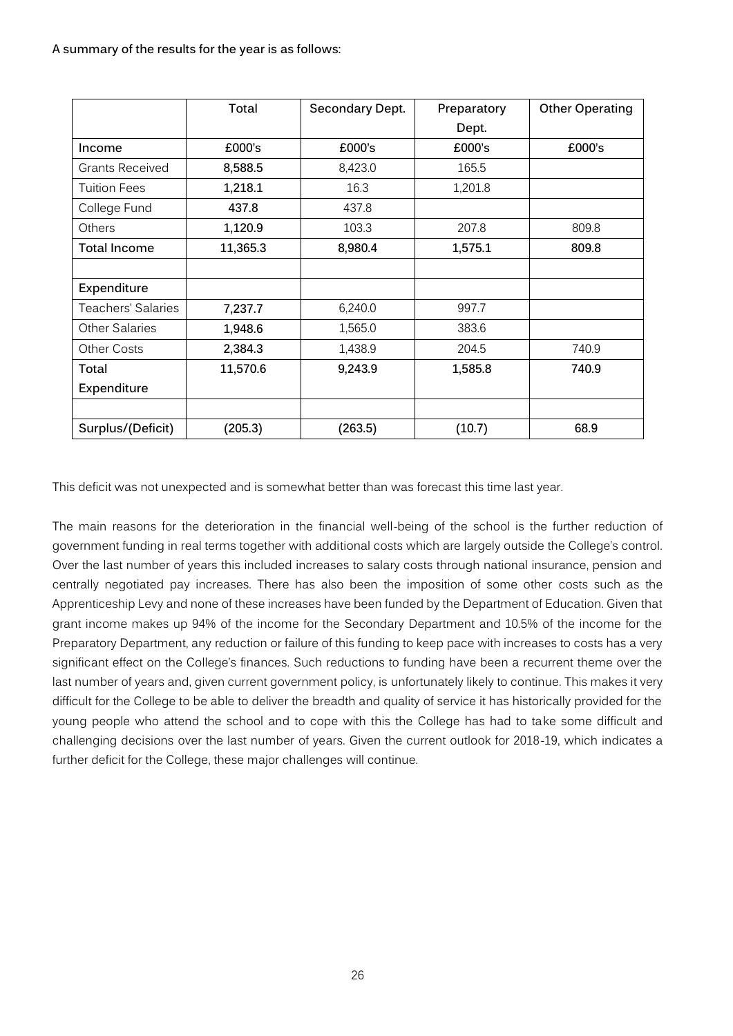**A summary of the results for the year is as follows:**

| | Total | Secondary Dept. | Preparatory Dept. | Other Operating |
|---|---|---|---|---|
| **Income** | **£000's** | **£000's** | **£000's** | **£000's** |
| Grants Received | **8,588.5** | 8,423.0 | 165.5 | |
| Tuition Fees | **1,218.1** | 16.3 | 1,201.8 | |
| College Fund | **437.8** | 437.8 | | |
| Others | **1,120.9** | 103.3 | 207.8 | 809.8 |
| **Total Income** | **11,365.3** | **8,980.4** | **1,575.1** | **809.8** |
| | | | | |
| **Expenditure** | | | | |
| Teachers' Salaries | **7,237.7** | 6,240.0 | 997.7 | |
| Other Salaries | **1,948.6** | 1,565.0 | 383.6 | |
| Other Costs | **2,384.3** | 1,438.9 | 204.5 | 740.9 |
| **Total Expenditure** | **11,570.6** | **9,243.9** | **1,585.8** | **740.9** |
| | | | | |
| **Surplus/(Deficit)** | **(205.3)** | **(263.5)** | **(10.7)** | **68.9** |

This deficit was not unexpected and is somewhat better than was forecast this time last year.

The main reasons for the deterioration in the financial well-being of the school is the further reduction of government funding in real terms together with additional costs which are largely outside the College's control. Over the last number of years this included increases to salary costs through national insurance, pension and centrally negotiated pay increases. There has also been the imposition of some other costs such as the Apprenticeship Levy and none of these increases have been funded by the Department of Education. Given that grant income makes up 94% of the income for the Secondary Department and 10.5% of the income for the Preparatory Department, any reduction or failure of this funding to keep pace with increases to costs has a very significant effect on the College's finances. Such reductions to funding have been a recurrent theme over the last number of years and, given current government policy, is unfortunately likely to continue. This makes it very difficult for the College to be able to deliver the breadth and quality of service it has historically provided for the young people who attend the school and to cope with this the College has had to take some difficult and challenging decisions over the last number of years. Given the current outlook for 2018-19, which indicates a further deficit for the College, these major challenges will continue.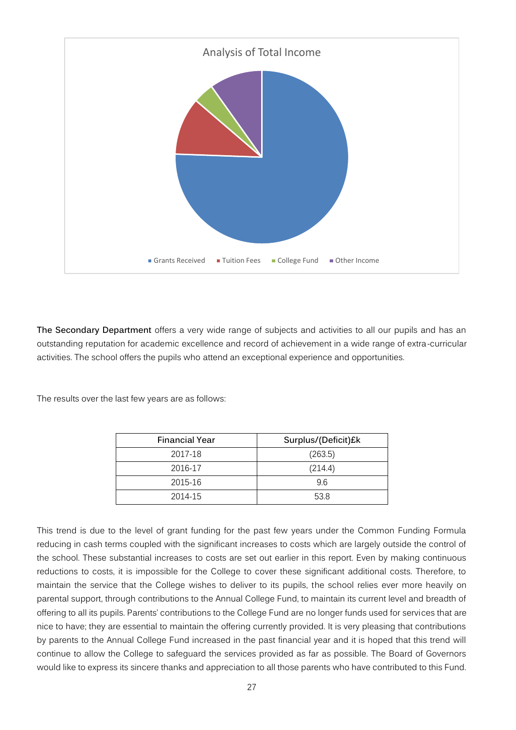Analysis of Total Income

- Grants Received
- Tuition Fees
- College Fund
- Other Income

**The Secondary Department** offers a very wide range of subjects and activities to all our pupils and has an outstanding reputation for academic excellence and record of achievement in a wide range of extra-curricular activities. The school offers the pupils who attend an exceptional experience and opportunities.

The results over the last few years are as follows:

| Financial Year | Surplus/(Deficit)£k |
|---|---|
| 2017-18 | (263.5) |
| 2016-17 | (214.4) |
| 2015-16 | 9.6 |
| 2014-15 | 53.8 |

This trend is due to the level of grant funding for the past few years under the Common Funding Formula reducing in cash terms coupled with the significant increases to costs which are largely outside the control of the school. These substantial increases to costs are set out earlier in this report. Even by making continuous reductions to costs, it is impossible for the College to cover these significant additional costs. Therefore, to maintain the service that the College wishes to deliver to its pupils, the school relies ever more heavily on parental support, through contributions to the Annual College Fund, to maintain its current level and breadth of offering to all its pupils. Parents' contributions to the College Fund are no longer funds used for services that are nice to have; they are essential to maintain the offering currently provided. It is very pleasing that contributions by parents to the Annual College Fund increased in the past financial year and it is hoped that this trend will continue to allow the College to safeguard the services provided as far as possible. The Board of Governors would like to express its sincere thanks and appreciation to all those parents who have contributed to this Fund.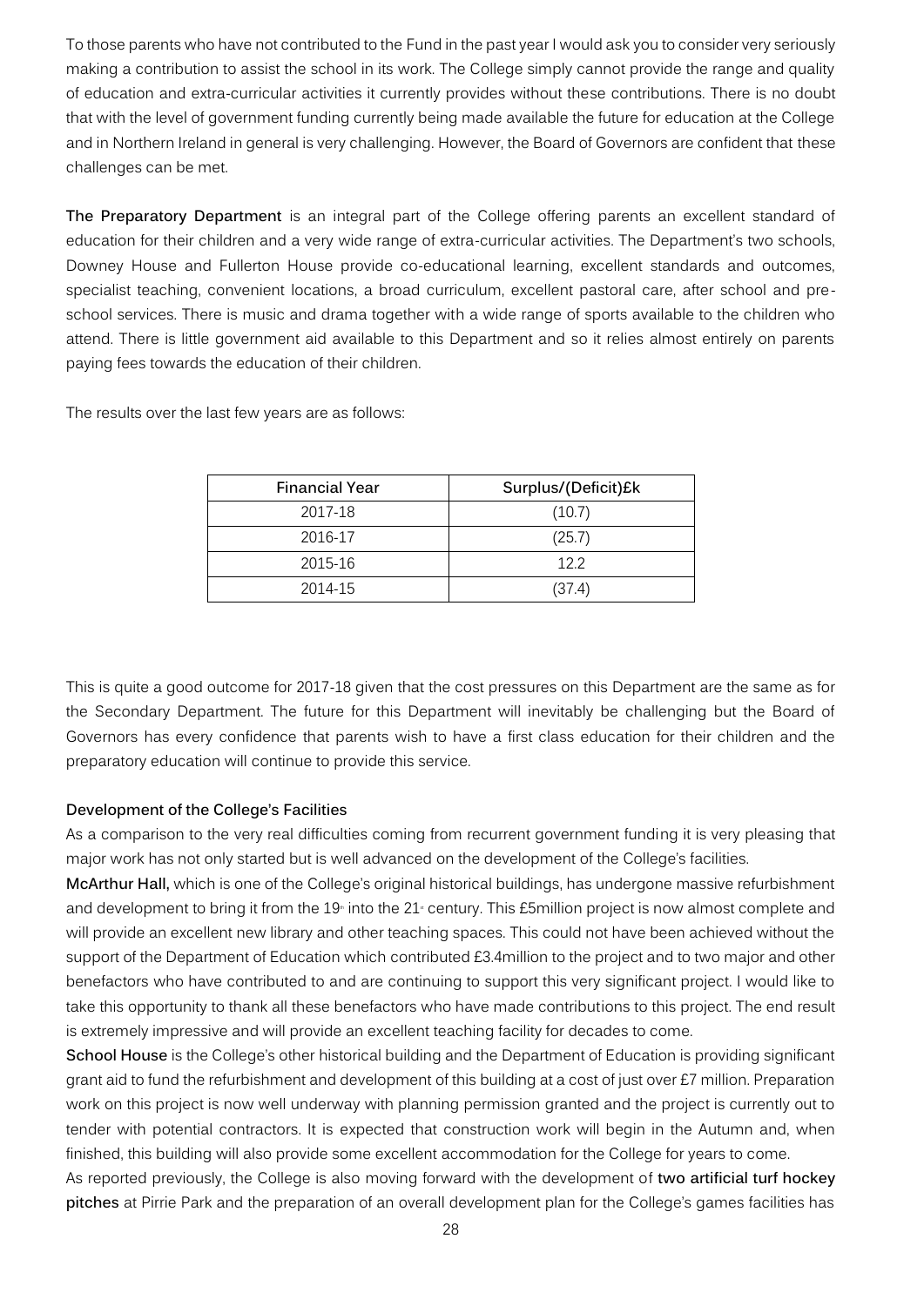To those parents who have not contributed to the Fund in the past year I would ask you to consider very seriously making a contribution to assist the school in its work. The College simply cannot provide the range and quality of education and extra-curricular activities it currently provides without these contributions. There is no doubt that with the level of government funding currently being made available the future for education at the College and in Northern Ireland in general is very challenging. However, the Board of Governors are confident that these challenges can be met.

**The Preparatory Department** is an integral part of the College offering parents an excellent standard of education for their children and a very wide range of extra-curricular activities. The Department's two schools, Downey House and Fullerton House provide co-educational learning, excellent standards and outcomes, specialist teaching, convenient locations, a broad curriculum, excellent pastoral care, after school and pre-school services. There is music and drama together with a wide range of sports available to the children who attend. There is little government aid available to this Department and so it relies almost entirely on parents paying fees towards the education of their children.

The results over the last few years are as follows:

| Financial Year | Surplus/(Deficit)£k |
|---|---|
| 2017-18 | (10.7) |
| 2016-17 | (25.7) |
| 2015-16 | 12.2 |
| 2014-15 | (37.4) |

This is quite a good outcome for 2017-18 given that the cost pressures on this Department are the same as for the Secondary Department. The future for this Department will inevitably be challenging but the Board of Governors has every confidence that parents wish to have a first class education for their children and the preparatory education will continue to provide this service.

**Development of the College's Facilities**

As a comparison to the very real difficulties coming from recurrent government funding it is very pleasing that major work has not only started but is well advanced on the development of the College's facilities.

**McArthur Hall,** which is one of the College's original historical buildings, has undergone massive refurbishment and development to bring it from the 19th into the 21st century. This £5million project is now almost complete and will provide an excellent new library and other teaching spaces. This could not have been achieved without the support of the Department of Education which contributed £3.4million to the project and to two major and other benefactors who have contributed to and are continuing to support this very significant project. I would like to take this opportunity to thank all these benefactors who have made contributions to this project. The end result is extremely impressive and will provide an excellent teaching facility for decades to come.

**School House** is the College's other historical building and the Department of Education is providing significant grant aid to fund the refurbishment and development of this building at a cost of just over £7 million. Preparation work on this project is now well underway with planning permission granted and the project is currently out to tender with potential contractors. It is expected that construction work will begin in the Autumn and, when finished, this building will also provide some excellent accommodation for the College for years to come.

As reported previously, the College is also moving forward with the development of **two artificial turf hockey pitches** at Pirrie Park and the preparation of an overall development plan for the College's games facilities has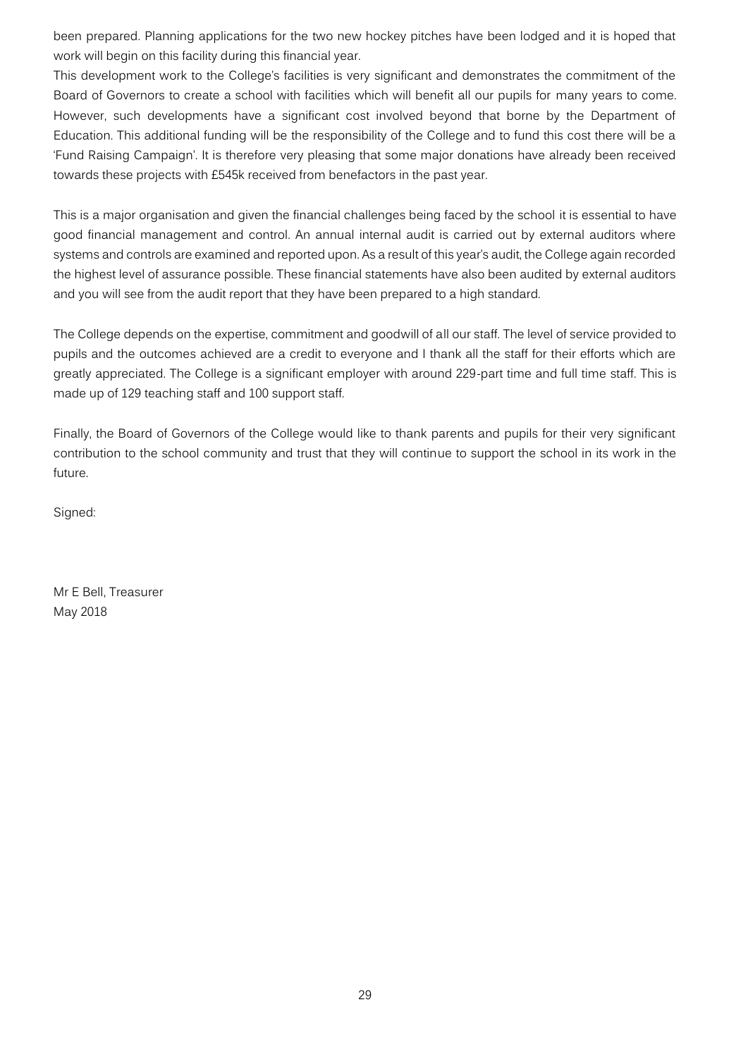been prepared. Planning applications for the two new hockey pitches have been lodged and it is hoped that work will begin on this facility during this financial year.

This development work to the College's facilities is very significant and demonstrates the commitment of the Board of Governors to create a school with facilities which will benefit all our pupils for many years to come. However, such developments have a significant cost involved beyond that borne by the Department of Education. This additional funding will be the responsibility of the College and to fund this cost there will be a 'Fund Raising Campaign'. It is therefore very pleasing that some major donations have already been received towards these projects with £545k received from benefactors in the past year.

This is a major organisation and given the financial challenges being faced by the school it is essential to have good financial management and control. An annual internal audit is carried out by external auditors where systems and controls are examined and reported upon. As a result of this year's audit, the College again recorded the highest level of assurance possible. These financial statements have also been audited by external auditors and you will see from the audit report that they have been prepared to a high standard.

The College depends on the expertise, commitment and goodwill of all our staff. The level of service provided to pupils and the outcomes achieved are a credit to everyone and I thank all the staff for their efforts which are greatly appreciated. The College is a significant employer with around 229-part time and full time staff. This is made up of 129 teaching staff and 100 support staff.

Finally, the Board of Governors of the College would like to thank parents and pupils for their very significant contribution to the school community and trust that they will continue to support the school in its work in the future.

Signed:

Mr E Bell, Treasurer
May 2018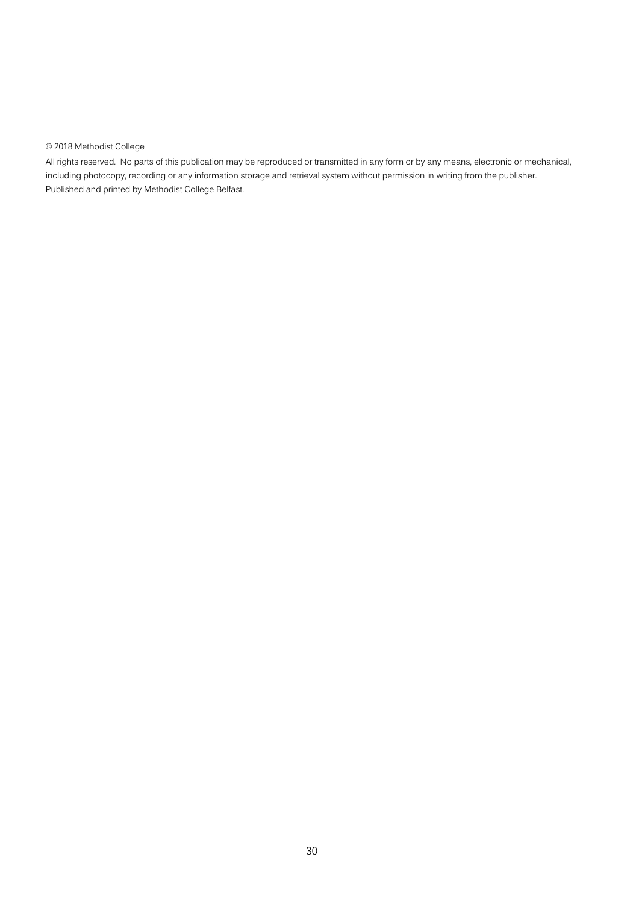© 2018 Methodist College

All rights reserved. No parts of this publication may be reproduced or transmitted in any form or by any means, electronic or mechanical, including photocopy, recording or any information storage and retrieval system without permission in writing from the publisher.
Published and printed by Methodist College Belfast.